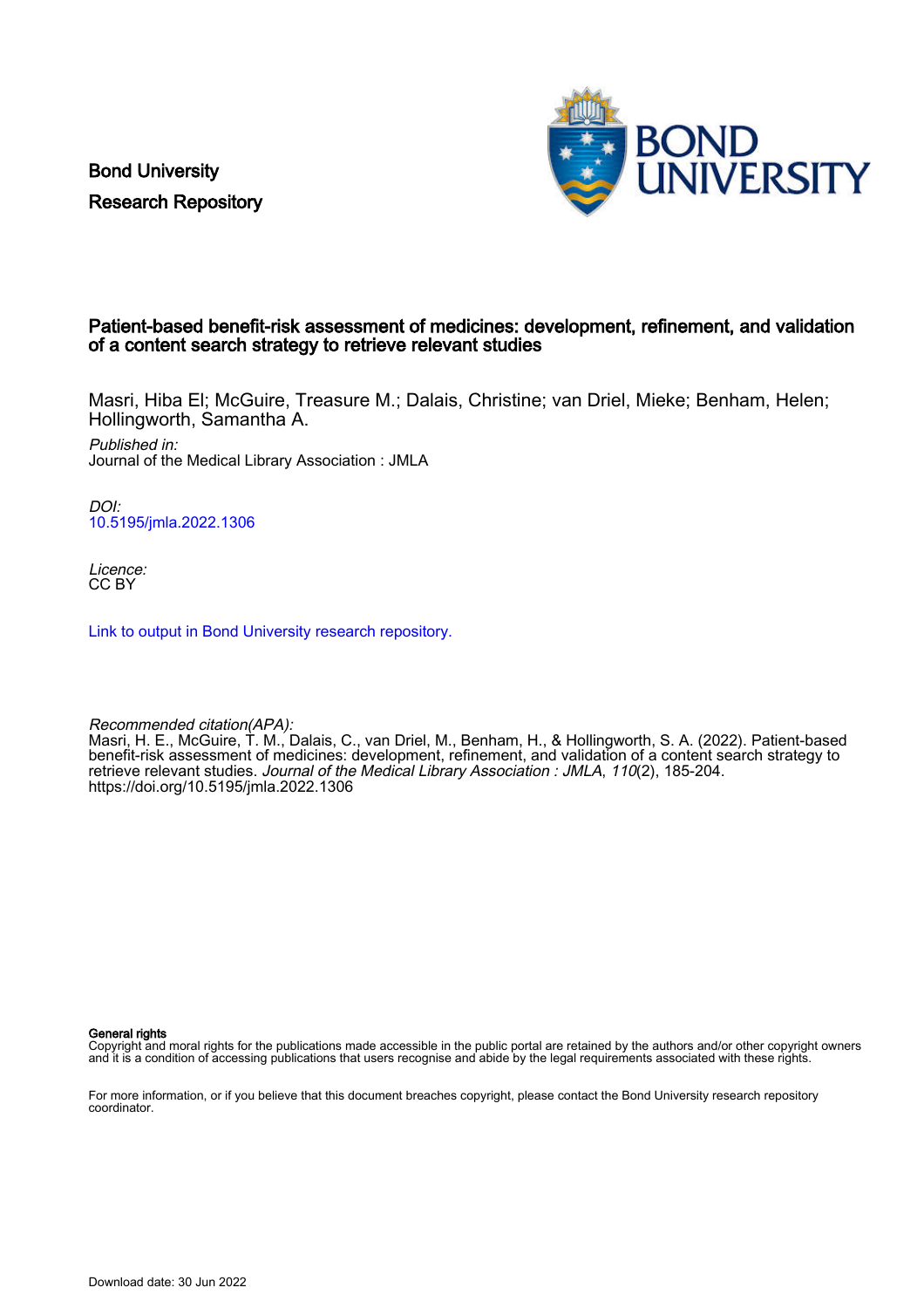Bond University
Research Repository

# Patient-based benefit-risk assessment of medicines: development, refinement, and validation of a content search strategy to retrieve relevant studies

Masri, Hiba El; McGuire, Treasure M.; Dalais, Christine; van Driel, Mieke; Benham, Helen; Hollingworth, Samantha A.

*Published in:*
Journal of the Medical Library Association : JMLA

*DOI:*
10.5195/jmla.2022.1306

*Licence:*
CC BY

Link to output in Bond University research repository.

*Recommended citation(APA):*
Masri, H. E., McGuire, T. M., Dalais, C., van Driel, M., Benham, H., & Hollingworth, S. A. (2022). Patient-based benefit-risk assessment of medicines: development, refinement, and validation of a content search strategy to retrieve relevant studies. *Journal of the Medical Library Association : JMLA*, *110*(2), 185-204. https://doi.org/10.5195/jmla.2022.1306

**General rights**
Copyright and moral rights for the publications made accessible in the public portal are retained by the authors and/or other copyright owners and it is a condition of accessing publications that users recognise and abide by the legal requirements associated with these rights.

For more information, or if you believe that this document breaches copyright, please contact the Bond University research repository coordinator.

Download date: 30 Jun 2022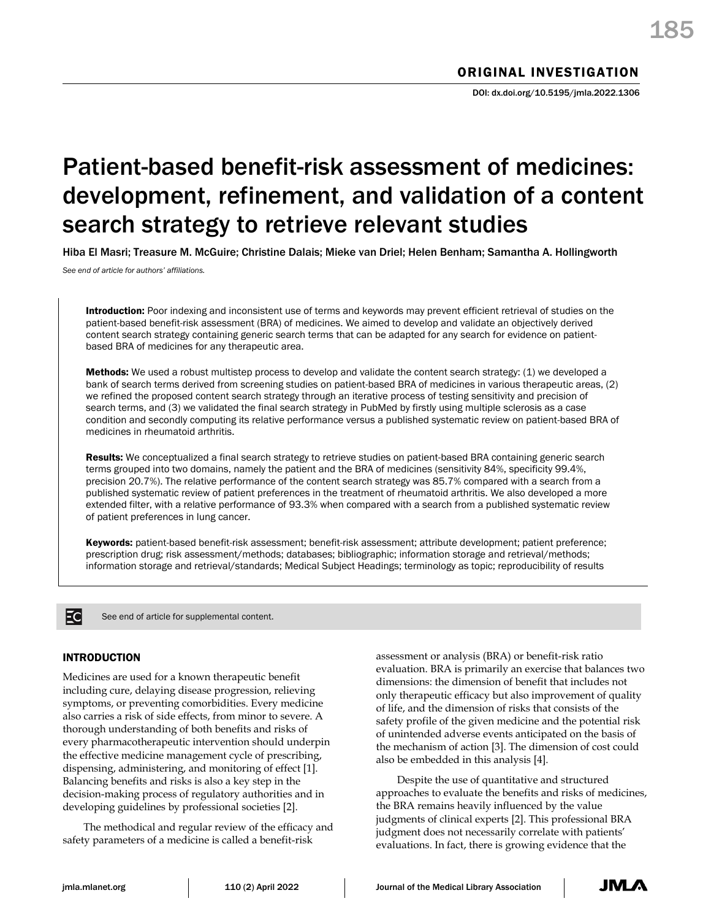ORIGINAL INVESTIGATION

DOI: dx.doi.org/10.5195/jmla.2022.1306

# Patient-based benefit-risk assessment of medicines: development, refinement, and validation of a content search strategy to retrieve relevant studies

Hiba El Masri; Treasure M. McGuire; Christine Dalais; Mieke van Driel; Helen Benham; Samantha A. Hollingworth

*See end of article for authors' affiliations.*

**Introduction:** Poor indexing and inconsistent use of terms and keywords may prevent efficient retrieval of studies on the patient-based benefit-risk assessment (BRA) of medicines. We aimed to develop and validate an objectively derived content search strategy containing generic search terms that can be adapted for any search for evidence on patient-based BRA of medicines for any therapeutic area.

**Methods:** We used a robust multistep process to develop and validate the content search strategy: (1) we developed a bank of search terms derived from screening studies on patient-based BRA of medicines in various therapeutic areas, (2) we refined the proposed content search strategy through an iterative process of testing sensitivity and precision of search terms, and (3) we validated the final search strategy in PubMed by firstly using multiple sclerosis as a case condition and secondly computing its relative performance versus a published systematic review on patient-based BRA of medicines in rheumatoid arthritis.

**Results:** We conceptualized a final search strategy to retrieve studies on patient-based BRA containing generic search terms grouped into two domains, namely the patient and the BRA of medicines (sensitivity 84%, specificity 99.4%, precision 20.7%). The relative performance of the content search strategy was 85.7% compared with a search from a published systematic review of patient preferences in the treatment of rheumatoid arthritis. We also developed a more extended filter, with a relative performance of 93.3% when compared with a search from a published systematic review of patient preferences in lung cancer.

**Keywords:** patient-based benefit-risk assessment; benefit-risk assessment; attribute development; patient preference; prescription drug; risk assessment/methods; databases; bibliographic; information storage and retrieval/methods; information storage and retrieval/standards; Medical Subject Headings; terminology as topic; reproducibility of results

See end of article for supplemental content.

## INTRODUCTION

Medicines are used for a known therapeutic benefit including cure, delaying disease progression, relieving symptoms, or preventing comorbidities. Every medicine also carries a risk of side effects, from minor to severe. A thorough understanding of both benefits and risks of every pharmacotherapeutic intervention should underpin the effective medicine management cycle of prescribing, dispensing, administering, and monitoring of effect [1]. Balancing benefits and risks is also a key step in the decision-making process of regulatory authorities and in developing guidelines by professional societies [2].

The methodical and regular review of the efficacy and safety parameters of a medicine is called a benefit-risk assessment or analysis (BRA) or benefit-risk ratio evaluation. BRA is primarily an exercise that balances two dimensions: the dimension of benefit that includes not only therapeutic efficacy but also improvement of quality of life, and the dimension of risks that consists of the safety profile of the given medicine and the potential risk of unintended adverse events anticipated on the basis of the mechanism of action [3]. The dimension of cost could also be embedded in this analysis [4].

Despite the use of quantitative and structured approaches to evaluate the benefits and risks of medicines, the BRA remains heavily influenced by the value judgments of clinical experts [2]. This professional BRA judgment does not necessarily correlate with patients' evaluations. In fact, there is growing evidence that the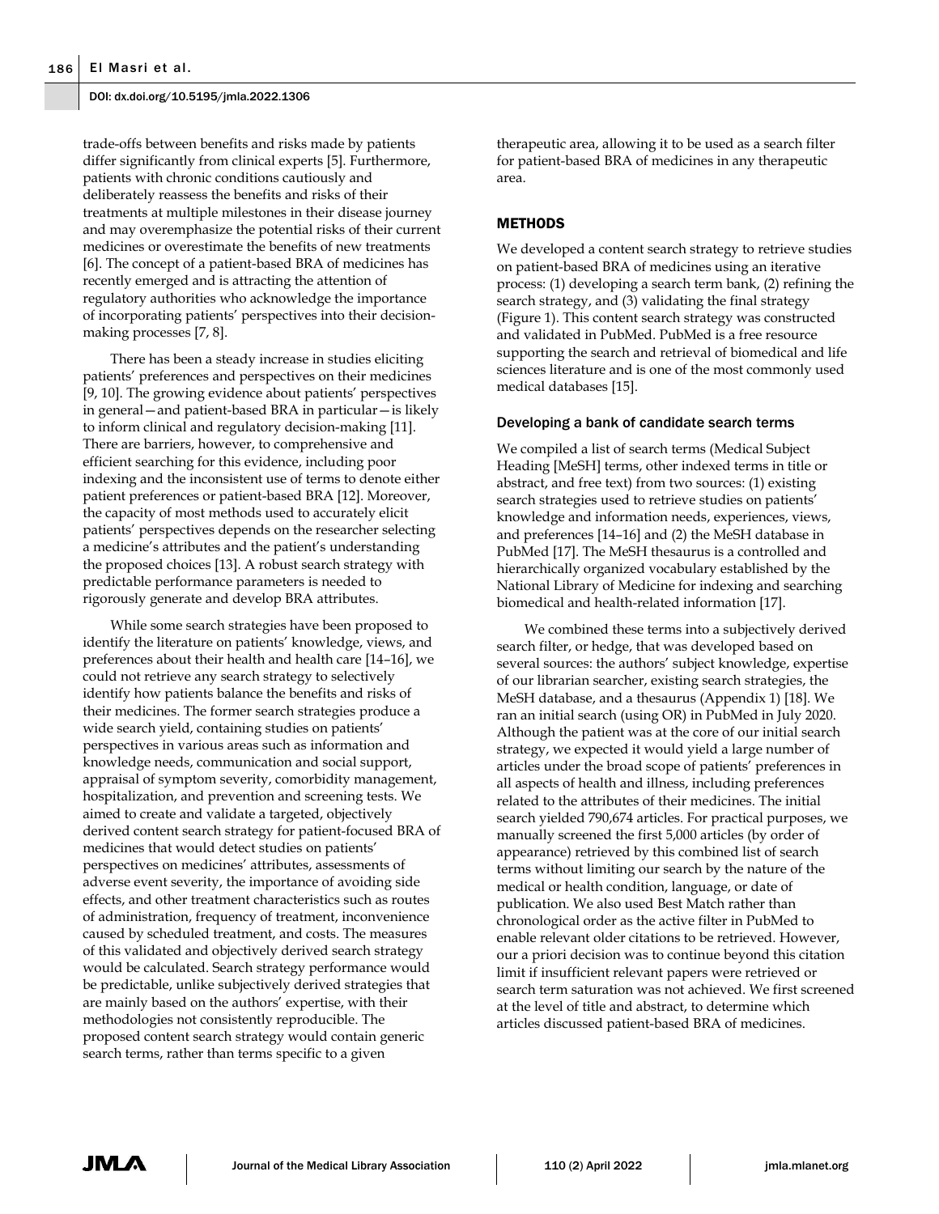trade-offs between benefits and risks made by patients differ significantly from clinical experts [5]. Furthermore, patients with chronic conditions cautiously and deliberately reassess the benefits and risks of their treatments at multiple milestones in their disease journey and may overemphasize the potential risks of their current medicines or overestimate the benefits of new treatments [6]. The concept of a patient-based BRA of medicines has recently emerged and is attracting the attention of regulatory authorities who acknowledge the importance of incorporating patients' perspectives into their decision-making processes [7, 8].

There has been a steady increase in studies eliciting patients' preferences and perspectives on their medicines [9, 10]. The growing evidence about patients' perspectives in general—and patient-based BRA in particular—is likely to inform clinical and regulatory decision-making [11]. There are barriers, however, to comprehensive and efficient searching for this evidence, including poor indexing and the inconsistent use of terms to denote either patient preferences or patient-based BRA [12]. Moreover, the capacity of most methods used to accurately elicit patients' perspectives depends on the researcher selecting a medicine's attributes and the patient's understanding the proposed choices [13]. A robust search strategy with predictable performance parameters is needed to rigorously generate and develop BRA attributes.

While some search strategies have been proposed to identify the literature on patients' knowledge, views, and preferences about their health and health care [14–16], we could not retrieve any search strategy to selectively identify how patients balance the benefits and risks of their medicines. The former search strategies produce a wide search yield, containing studies on patients' perspectives in various areas such as information and knowledge needs, communication and social support, appraisal of symptom severity, comorbidity management, hospitalization, and prevention and screening tests. We aimed to create and validate a targeted, objectively derived content search strategy for patient-focused BRA of medicines that would detect studies on patients' perspectives on medicines' attributes, assessments of adverse event severity, the importance of avoiding side effects, and other treatment characteristics such as routes of administration, frequency of treatment, inconvenience caused by scheduled treatment, and costs. The measures of this validated and objectively derived search strategy would be calculated. Search strategy performance would be predictable, unlike subjectively derived strategies that are mainly based on the authors' expertise, with their methodologies not consistently reproducible. The proposed content search strategy would contain generic search terms, rather than terms specific to a given therapeutic area, allowing it to be used as a search filter for patient-based BRA of medicines in any therapeutic area.

## METHODS

We developed a content search strategy to retrieve studies on patient-based BRA of medicines using an iterative process: (1) developing a search term bank, (2) refining the search strategy, and (3) validating the final strategy (Figure 1). This content search strategy was constructed and validated in PubMed. PubMed is a free resource supporting the search and retrieval of biomedical and life sciences literature and is one of the most commonly used medical databases [15].

### Developing a bank of candidate search terms

We compiled a list of search terms (Medical Subject Heading [MeSH] terms, other indexed terms in title or abstract, and free text) from two sources: (1) existing search strategies used to retrieve studies on patients' knowledge and information needs, experiences, views, and preferences [14–16] and (2) the MeSH database in PubMed [17]. The MeSH thesaurus is a controlled and hierarchically organized vocabulary established by the National Library of Medicine for indexing and searching biomedical and health-related information [17].

We combined these terms into a subjectively derived search filter, or hedge, that was developed based on several sources: the authors' subject knowledge, expertise of our librarian searcher, existing search strategies, the MeSH database, and a thesaurus (Appendix 1) [18]. We ran an initial search (using OR) in PubMed in July 2020. Although the patient was at the core of our initial search strategy, we expected it would yield a large number of articles under the broad scope of patients' preferences in all aspects of health and illness, including preferences related to the attributes of their medicines. The initial search yielded 790,674 articles. For practical purposes, we manually screened the first 5,000 articles (by order of appearance) retrieved by this combined list of search terms without limiting our search by the nature of the medical or health condition, language, or date of publication. We also used Best Match rather than chronological order as the active filter in PubMed to enable relevant older citations to be retrieved. However, our a priori decision was to continue beyond this citation limit if insufficient relevant papers were retrieved or search term saturation was not achieved. We first screened at the level of title and abstract, to determine which articles discussed patient-based BRA of medicines.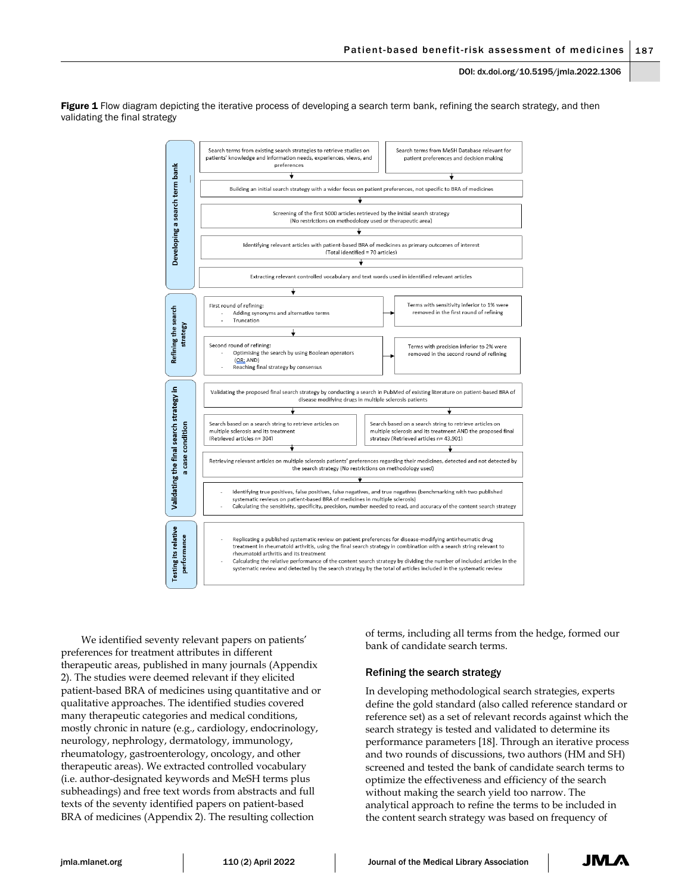**Figure 1** Flow diagram depicting the iterative process of developing a search term bank, refining the search strategy, and then validating the final strategy

**Developing a search term bank**

- Search terms from existing search strategies to retrieve studies on patients' knowledge and information needs, experiences, views, and preferences
- Search terms from MeSH Database relevant for patient preferences and decision making
- Building an initial search strategy with a wider focus on patient preferences, not specific to BRA of medicines
- Screening of the first 5000 articles retrieved by the initial search strategy (No restrictions on methodology used or therapeutic area)
- Identifying relevant articles with patient-based BRA of medicines as primary outcomes of interest (Total identified = 70 articles)
- Extracting relevant controlled vocabulary and text words used in identified relevant articles

**Refining the search strategy**

- First round of refining:
  - Adding synonyms and alternative terms
  - Truncation
  - → Terms with sensitivity inferior to 1% were removed in the first round of refining
- Second round of refining:
  - Optimising the search by using Boolean operators (OR; AND)
  - Reaching final strategy by consensus
  - → Terms with precision inferior to 2% were removed in the second round of refining

**Validating the final search strategy in a case condition**

- Validating the proposed final search strategy by conducting a search in PubMed of existing literature on patient-based BRA of disease modifying drugs in multiple sclerosis patients
- Search based on a search string to retrieve articles on multiple sclerosis and its treatment (Retrieved articles n= 304)
- Search based on a search string to retrieve articles on multiple sclerosis and its treatment AND the proposed final strategy (Retrieved articles n= 43,901)
- Retrieving relevant articles on multiple sclerosis patients' preferences regarding their medicines, detected and not detected by the search strategy (No restrictions on methodology used)
  - Identifying true positives, false positives, false negatives, and true negatives (benchmarking with two published systematic reviews on patient-based BRA of medicines in multiple sclerosis)
  - Calculating the sensitivity, specificity, precision, number needed to read, and accuracy of the content search strategy

**Testing its relative performance**

- Replicating a published systematic review on patient preferences for disease-modifying antirheumatic drug treatment in rheumatoid arthritis, using the final search strategy in combination with a search string relevant to rheumatoid arthritis and its treatment
- Calculating the relative performance of the content search strategy by dividing the number of included articles in the systematic review and detected by the search strategy by the total of articles included in the systematic review

We identified seventy relevant papers on patients' preferences for treatment attributes in different therapeutic areas, published in many journals (Appendix 2). The studies were deemed relevant if they elicited patient-based BRA of medicines using quantitative and or qualitative approaches. The identified studies covered many therapeutic categories and medical conditions, mostly chronic in nature (e.g., cardiology, endocrinology, neurology, nephrology, dermatology, immunology, rheumatology, gastroenterology, oncology, and other therapeutic areas). We extracted controlled vocabulary (i.e. author-designated keywords and MeSH terms plus subheadings) and free text words from abstracts and full texts of the seventy identified papers on patient-based BRA of medicines (Appendix 2). The resulting collection of terms, including all terms from the hedge, formed our bank of candidate search terms.

## Refining the search strategy

In developing methodological search strategies, experts define the gold standard (also called reference standard or reference set) as a set of relevant records against which the search strategy is tested and validated to determine its performance parameters [18]. Through an iterative process and two rounds of discussions, two authors (HM and SH) screened and tested the bank of candidate search terms to optimize the effectiveness and efficiency of the search without making the search yield too narrow. The analytical approach to refine the terms to be included in the content search strategy was based on frequency of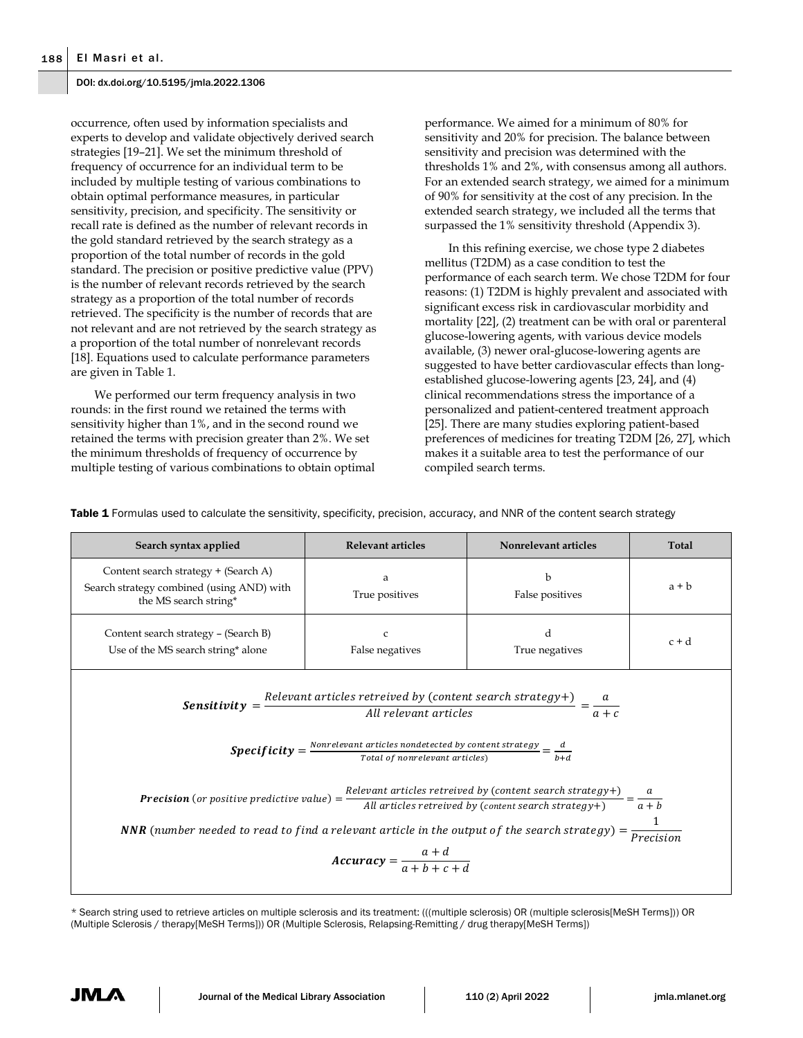occurrence, often used by information specialists and experts to develop and validate objectively derived search strategies [19–21]. We set the minimum threshold of frequency of occurrence for an individual term to be included by multiple testing of various combinations to obtain optimal performance measures, in particular sensitivity, precision, and specificity. The sensitivity or recall rate is defined as the number of relevant records in the gold standard retrieved by the search strategy as a proportion of the total number of records in the gold standard. The precision or positive predictive value (PPV) is the number of relevant records retrieved by the search strategy as a proportion of the total number of records retrieved. The specificity is the number of records that are not relevant and are not retrieved by the search strategy as a proportion of the total number of nonrelevant records [18]. Equations used to calculate performance parameters are given in Table 1.

We performed our term frequency analysis in two rounds: in the first round we retained the terms with sensitivity higher than 1%, and in the second round we retained the terms with precision greater than 2%. We set the minimum thresholds of frequency of occurrence by multiple testing of various combinations to obtain optimal performance. We aimed for a minimum of 80% for sensitivity and 20% for precision. The balance between sensitivity and precision was determined with the thresholds 1% and 2%, with consensus among all authors. For an extended search strategy, we aimed for a minimum of 90% for sensitivity at the cost of any precision. In the extended search strategy, we included all the terms that surpassed the 1% sensitivity threshold (Appendix 3).

In this refining exercise, we chose type 2 diabetes mellitus (T2DM) as a case condition to test the performance of each search term. We chose T2DM for four reasons: (1) T2DM is highly prevalent and associated with significant excess risk in cardiovascular morbidity and mortality [22], (2) treatment can be with oral or parenteral glucose-lowering agents, with various device models available, (3) newer oral-glucose-lowering agents are suggested to have better cardiovascular effects than long-established glucose-lowering agents [23, 24], and (4) clinical recommendations stress the importance of a personalized and patient-centered treatment approach [25]. There are many studies exploring patient-based preferences of medicines for treating T2DM [26, 27], which makes it a suitable area to test the performance of our compiled search terms.

**Table 1** Formulas used to calculate the sensitivity, specificity, precision, accuracy, and NNR of the content search strategy

| Search syntax applied | Relevant articles | Nonrelevant articles | Total |
|---|---|---|---|
| Content search strategy + (Search A) Search strategy combined (using AND) with the MS search string* | a True positives | b False positives | a + b |
| Content search strategy – (Search B) Use of the MS search string* alone | c False negatives | d True negatives | c + d |

$$\textbf{Sensitivity} = \frac{\textit{Relevant articles retreived by (content search strategy+)}}{\textit{All relevant articles}} = \frac{a}{a+c}$$

$$\textbf{Specificity} = \frac{\textit{Nonrelevant articles nondetected by content strategy}}{\textit{Total of nonrelevant articles)}} = \frac{d}{b+d}$$

$$\textbf{Precision} \; (\textit{or positive predictive value}) = \frac{\textit{Relevant articles retreived by (content search strategy+)}}{\textit{All articles retreived by (content search strategy+)}} = \frac{a}{a+b}$$

$$\textbf{NNR} \; (\textit{number needed to read to find a relevant article in the output of the search strategy}) = \frac{1}{\textit{Precision}}$$

$$\textbf{Accuracy} = \frac{a+d}{a+b+c+d}$$

\* Search string used to retrieve articles on multiple sclerosis and its treatment: (((multiple sclerosis) OR (multiple sclerosis[MeSH Terms])) OR (Multiple Sclerosis / therapy[MeSH Terms])) OR (Multiple Sclerosis, Relapsing-Remitting / drug therapy[MeSH Terms])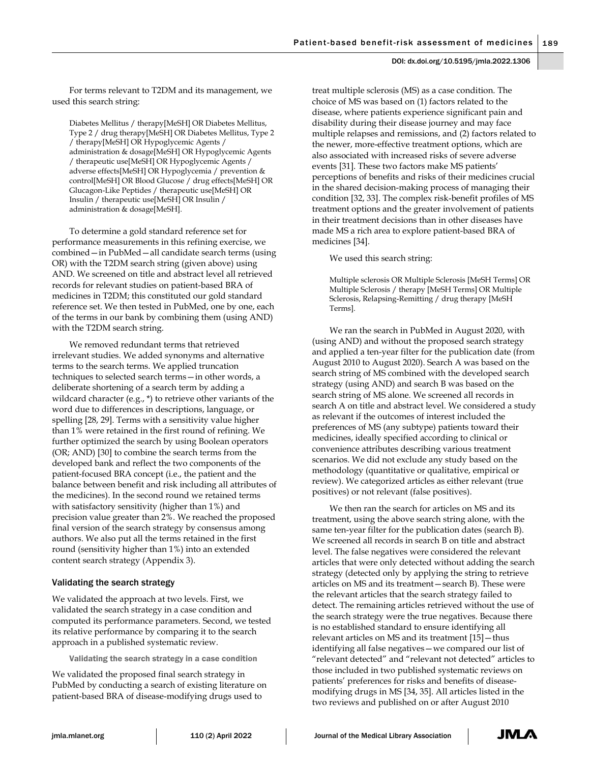For terms relevant to T2DM and its management, we used this search string:

> Diabetes Mellitus / therapy[MeSH] OR Diabetes Mellitus, Type 2 / drug therapy[MeSH] OR Diabetes Mellitus, Type 2 / therapy[MeSH] OR Hypoglycemic Agents / administration & dosage[MeSH] OR Hypoglycemic Agents / therapeutic use[MeSH] OR Hypoglycemic Agents / adverse effects[MeSH] OR Hypoglycemia / prevention & control[MeSH] OR Blood Glucose / drug effects[MeSH] OR Glucagon-Like Peptides / therapeutic use[MeSH] OR Insulin / therapeutic use[MeSH] OR Insulin / administration & dosage[MeSH].

To determine a gold standard reference set for performance measurements in this refining exercise, we combined—in PubMed—all candidate search terms (using OR) with the T2DM search string (given above) using AND. We screened on title and abstract level all retrieved records for relevant studies on patient-based BRA of medicines in T2DM; this constituted our gold standard reference set. We then tested in PubMed, one by one, each of the terms in our bank by combining them (using AND) with the T2DM search string.

We removed redundant terms that retrieved irrelevant studies. We added synonyms and alternative terms to the search terms. We applied truncation techniques to selected search terms—in other words, a deliberate shortening of a search term by adding a wildcard character (e.g., *) to retrieve other variants of the word due to differences in descriptions, language, or spelling [28, 29]. Terms with a sensitivity value higher than 1% were retained in the first round of refining. We further optimized the search by using Boolean operators (OR; AND) [30] to combine the search terms from the developed bank and reflect the two components of the patient-focused BRA concept (i.e., the patient and the balance between benefit and risk including all attributes of the medicines). In the second round we retained terms with satisfactory sensitivity (higher than 1%) and precision value greater than 2%. We reached the proposed final version of the search strategy by consensus among authors. We also put all the terms retained in the first round (sensitivity higher than 1%) into an extended content search strategy (Appendix 3).

## Validating the search strategy

We validated the approach at two levels. First, we validated the search strategy in a case condition and computed its performance parameters. Second, we tested its relative performance by comparing it to the search approach in a published systematic review.

### Validating the search strategy in a case condition

We validated the proposed final search strategy in PubMed by conducting a search of existing literature on patient-based BRA of disease-modifying drugs used to treat multiple sclerosis (MS) as a case condition. The choice of MS was based on (1) factors related to the disease, where patients experience significant pain and disability during their disease journey and may face multiple relapses and remissions, and (2) factors related to the newer, more-effective treatment options, which are also associated with increased risks of severe adverse events [31]. These two factors make MS patients' perceptions of benefits and risks of their medicines crucial in the shared decision-making process of managing their condition [32, 33]. The complex risk-benefit profiles of MS treatment options and the greater involvement of patients in their treatment decisions than in other diseases have made MS a rich area to explore patient-based BRA of medicines [34].

We used this search string:

> Multiple sclerosis OR Multiple Sclerosis [MeSH Terms] OR Multiple Sclerosis / therapy [MeSH Terms] OR Multiple Sclerosis, Relapsing-Remitting / drug therapy [MeSH Terms].

We ran the search in PubMed in August 2020, with (using AND) and without the proposed search strategy and applied a ten-year filter for the publication date (from August 2010 to August 2020). Search A was based on the search string of MS combined with the developed search strategy (using AND) and search B was based on the search string of MS alone. We screened all records in search A on title and abstract level. We considered a study as relevant if the outcomes of interest included the preferences of MS (any subtype) patients toward their medicines, ideally specified according to clinical or convenience attributes describing various treatment scenarios. We did not exclude any study based on the methodology (quantitative or qualitative, empirical or review). We categorized articles as either relevant (true positives) or not relevant (false positives).

We then ran the search for articles on MS and its treatment, using the above search string alone, with the same ten-year filter for the publication dates (search B). We screened all records in search B on title and abstract level. The false negatives were considered the relevant articles that were only detected without adding the search strategy (detected only by applying the string to retrieve articles on MS and its treatment—search B). These were the relevant articles that the search strategy failed to detect. The remaining articles retrieved without the use of the search strategy were the true negatives. Because there is no established standard to ensure identifying all relevant articles on MS and its treatment [15]—thus identifying all false negatives—we compared our list of "relevant detected" and "relevant not detected" articles to those included in two published systematic reviews on patients' preferences for risks and benefits of disease-modifying drugs in MS [34, 35]. All articles listed in the two reviews and published on or after August 2010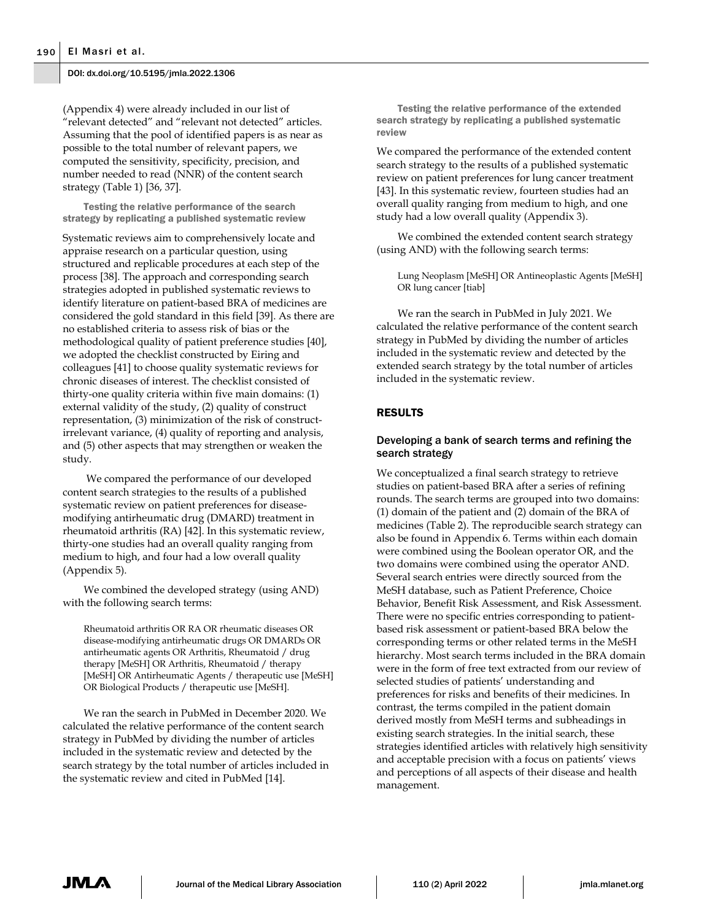(Appendix 4) were already included in our list of "relevant detected" and "relevant not detected" articles. Assuming that the pool of identified papers is as near as possible to the total number of relevant papers, we computed the sensitivity, specificity, precision, and number needed to read (NNR) of the content search strategy (Table 1) [36, 37].

#### Testing the relative performance of the search strategy by replicating a published systematic review

Systematic reviews aim to comprehensively locate and appraise research on a particular question, using structured and replicable procedures at each step of the process [38]. The approach and corresponding search strategies adopted in published systematic reviews to identify literature on patient-based BRA of medicines are considered the gold standard in this field [39]. As there are no established criteria to assess risk of bias or the methodological quality of patient preference studies [40], we adopted the checklist constructed by Eiring and colleagues [41] to choose quality systematic reviews for chronic diseases of interest. The checklist consisted of thirty-one quality criteria within five main domains: (1) external validity of the study, (2) quality of construct representation, (3) minimization of the risk of construct-irrelevant variance, (4) quality of reporting and analysis, and (5) other aspects that may strengthen or weaken the study.

We compared the performance of our developed content search strategies to the results of a published systematic review on patient preferences for disease-modifying antirheumatic drug (DMARD) treatment in rheumatoid arthritis (RA) [42]. In this systematic review, thirty-one studies had an overall quality ranging from medium to high, and four had a low overall quality (Appendix 5).

We combined the developed strategy (using AND) with the following search terms:

> Rheumatoid arthritis OR RA OR rheumatic diseases OR disease-modifying antirheumatic drugs OR DMARDs OR antirheumatic agents OR Arthritis, Rheumatoid / drug therapy [MeSH] OR Arthritis, Rheumatoid / therapy [MeSH] OR Antirheumatic Agents / therapeutic use [MeSH] OR Biological Products / therapeutic use [MeSH].

We ran the search in PubMed in December 2020. We calculated the relative performance of the content search strategy in PubMed by dividing the number of articles included in the systematic review and detected by the search strategy by the total number of articles included in the systematic review and cited in PubMed [14].

#### Testing the relative performance of the extended search strategy by replicating a published systematic review

We compared the performance of the extended content search strategy to the results of a published systematic review on patient preferences for lung cancer treatment [43]. In this systematic review, fourteen studies had an overall quality ranging from medium to high, and one study had a low overall quality (Appendix 3).

We combined the extended content search strategy (using AND) with the following search terms:

> Lung Neoplasm [MeSH] OR Antineoplastic Agents [MeSH] OR lung cancer [tiab]

We ran the search in PubMed in July 2021. We calculated the relative performance of the content search strategy in PubMed by dividing the number of articles included in the systematic review and detected by the extended search strategy by the total number of articles included in the systematic review.

## RESULTS

### Developing a bank of search terms and refining the search strategy

We conceptualized a final search strategy to retrieve studies on patient-based BRA after a series of refining rounds. The search terms are grouped into two domains: (1) domain of the patient and (2) domain of the BRA of medicines (Table 2). The reproducible search strategy can also be found in Appendix 6. Terms within each domain were combined using the Boolean operator OR, and the two domains were combined using the operator AND. Several search entries were directly sourced from the MeSH database, such as Patient Preference, Choice Behavior, Benefit Risk Assessment, and Risk Assessment. There were no specific entries corresponding to patient-based risk assessment or patient-based BRA below the corresponding terms or other related terms in the MeSH hierarchy. Most search terms included in the BRA domain were in the form of free text extracted from our review of selected studies of patients' understanding and preferences for risks and benefits of their medicines. In contrast, the terms compiled in the patient domain derived mostly from MeSH terms and subheadings in existing search strategies. In the initial search, these strategies identified articles with relatively high sensitivity and acceptable precision with a focus on patients' views and perceptions of all aspects of their disease and health management.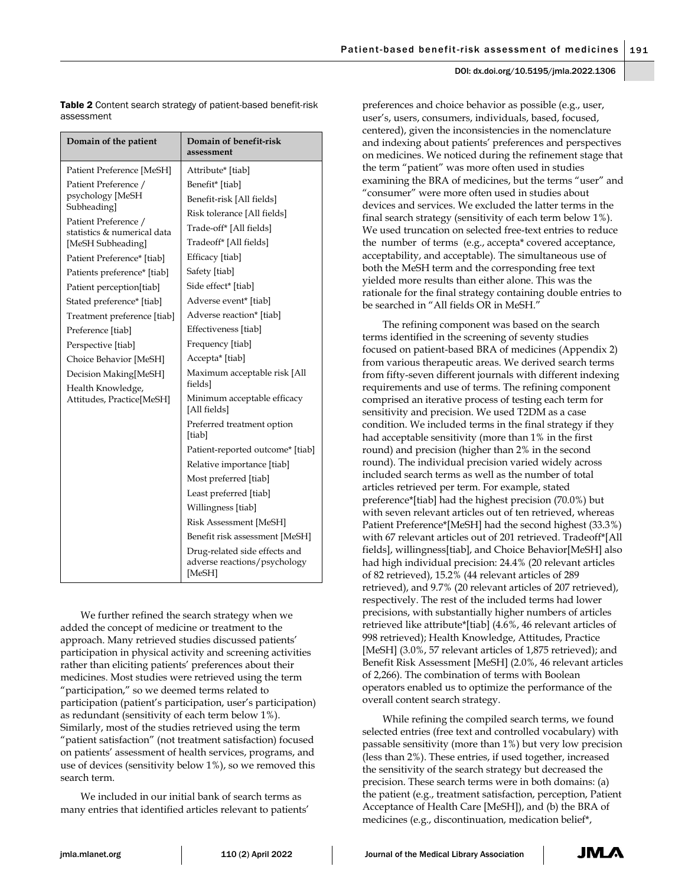**Table 2** Content search strategy of patient-based benefit-risk assessment

| Domain of the patient | Domain of benefit-risk assessment |
|---|---|
| Patient Preference [MeSH] | Attribute* [tiab] |
| Patient Preference / psychology [MeSH Subheading] | Benefit* [tiab] |
| Patient Preference / statistics & numerical data [MeSH Subheading] | Benefit-risk [All fields] |
| Patient Preference* [tiab] | Risk tolerance [All fields] |
| Patients preference* [tiab] | Trade-off* [All fields] |
| Patient perception[tiab] | Tradeoff* [All fields] |
| Stated preference* [tiab] | Efficacy [tiab] |
| Treatment preference [tiab] | Safety [tiab] |
| Preference [tiab] | Side effect* [tiab] |
| Perspective [tiab] | Adverse event* [tiab] |
| Choice Behavior [MeSH] | Adverse reaction* [tiab] |
| Decision Making[MeSH] | Effectiveness [tiab] |
| Health Knowledge, Attitudes, Practice[MeSH] | Frequency [tiab] |
| | Accepta* [tiab] |
| | Maximum acceptable risk [All fields] |
| | Minimum acceptable efficacy [All fields] |
| | Preferred treatment option [tiab] |
| | Patient-reported outcome* [tiab] |
| | Relative importance [tiab] |
| | Most preferred [tiab] |
| | Least preferred [tiab] |
| | Willingness [tiab] |
| | Risk Assessment [MeSH] |
| | Benefit risk assessment [MeSH] |
| | Drug-related side effects and adverse reactions/psychology [MeSH] |

We further refined the search strategy when we added the concept of medicine or treatment to the approach. Many retrieved studies discussed patients' participation in physical activity and screening activities rather than eliciting patients' preferences about their medicines. Most studies were retrieved using the term "participation," so we deemed terms related to participation (patient's participation, user's participation) as redundant (sensitivity of each term below 1%). Similarly, most of the studies retrieved using the term "patient satisfaction" (not treatment satisfaction) focused on patients' assessment of health services, programs, and use of devices (sensitivity below 1%), so we removed this search term.

We included in our initial bank of search terms as many entries that identified articles relevant to patients' preferences and choice behavior as possible (e.g., user, user's, users, consumers, individuals, based, focused, centered), given the inconsistencies in the nomenclature and indexing about patients' preferences and perspectives on medicines. We noticed during the refinement stage that the term "patient" was more often used in studies examining the BRA of medicines, but the terms "user" and "consumer" were more often used in studies about devices and services. We excluded the latter terms in the final search strategy (sensitivity of each term below 1%). We used truncation on selected free-text entries to reduce the number of terms (e.g., accepta* covered acceptance, acceptability, and acceptable). The simultaneous use of both the MeSH term and the corresponding free text yielded more results than either alone. This was the rationale for the final strategy containing double entries to be searched in "All fields OR in MeSH."

The refining component was based on the search terms identified in the screening of seventy studies focused on patient-based BRA of medicines (Appendix 2) from various therapeutic areas. We derived search terms from fifty-seven different journals with different indexing requirements and use of terms. The refining component comprised an iterative process of testing each term for sensitivity and precision. We used T2DM as a case condition. We included terms in the final strategy if they had acceptable sensitivity (more than 1% in the first round) and precision (higher than 2% in the second round). The individual precision varied widely across included search terms as well as the number of total articles retrieved per term. For example, stated preference*[tiab] had the highest precision (70.0%) but with seven relevant articles out of ten retrieved, whereas Patient Preference*[MeSH] had the second highest (33.3%) with 67 relevant articles out of 201 retrieved. Tradeoff*[All fields], willingness[tiab], and Choice Behavior[MeSH] also had high individual precision: 24.4% (20 relevant articles of 82 retrieved), 15.2% (44 relevant articles of 289 retrieved), and 9.7% (20 relevant articles of 207 retrieved), respectively. The rest of the included terms had lower precisions, with substantially higher numbers of articles retrieved like attribute*[tiab] (4.6%, 46 relevant articles of 998 retrieved); Health Knowledge, Attitudes, Practice [MeSH] (3.0%, 57 relevant articles of 1,875 retrieved); and Benefit Risk Assessment [MeSH] (2.0%, 46 relevant articles of 2,266). The combination of terms with Boolean operators enabled us to optimize the performance of the overall content search strategy.

While refining the compiled search terms, we found selected entries (free text and controlled vocabulary) with passable sensitivity (more than 1%) but very low precision (less than 2%). These entries, if used together, increased the sensitivity of the search strategy but decreased the precision. These search terms were in both domains: (a) the patient (e.g., treatment satisfaction, perception, Patient Acceptance of Health Care [MeSH]), and (b) the BRA of medicines (e.g., discontinuation, medication belief*,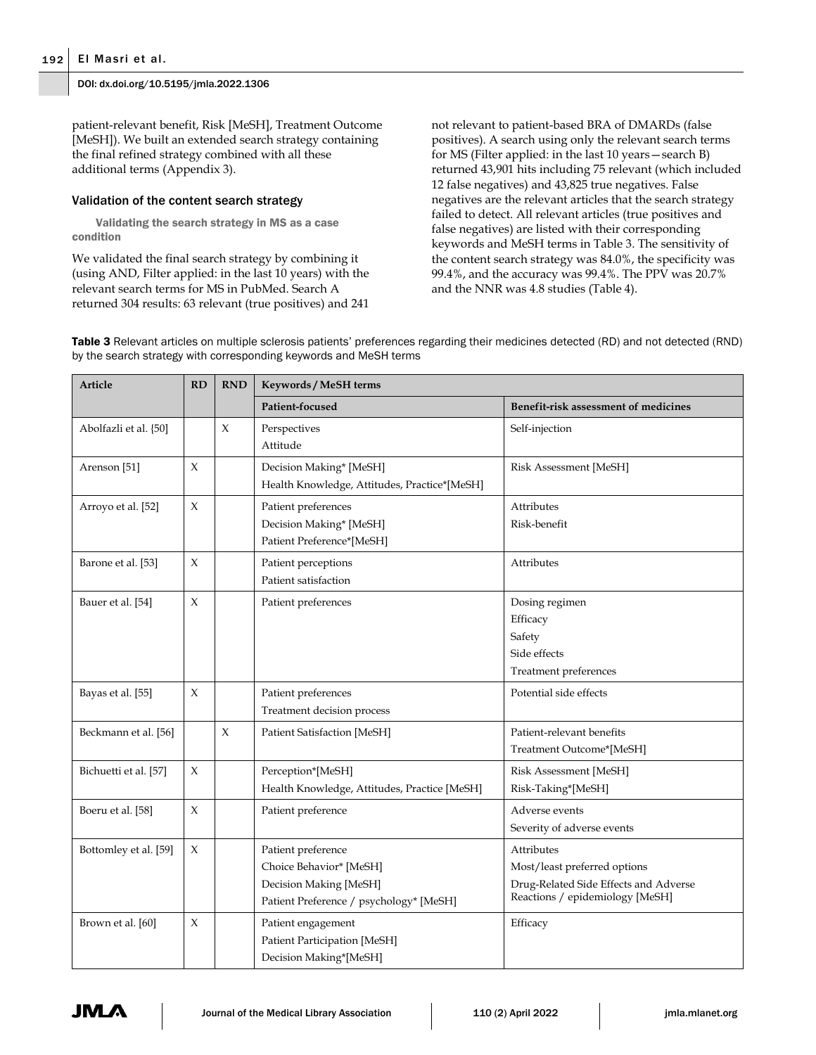patient-relevant benefit, Risk [MeSH], Treatment Outcome [MeSH]). We built an extended search strategy containing the final refined strategy combined with all these additional terms (Appendix 3).

### Validation of the content search strategy

#### Validating the search strategy in MS as a case condition

We validated the final search strategy by combining it (using AND, Filter applied: in the last 10 years) with the relevant search terms for MS in PubMed. Search A returned 304 results: 63 relevant (true positives) and 241 not relevant to patient-based BRA of DMARDs (false positives). A search using only the relevant search terms for MS (Filter applied: in the last 10 years—search B) returned 43,901 hits including 75 relevant (which included 12 false negatives) and 43,825 true negatives. False negatives are the relevant articles that the search strategy failed to detect. All relevant articles (true positives and false negatives) are listed with their corresponding keywords and MeSH terms in Table 3. The sensitivity of the content search strategy was 84.0%, the specificity was 99.4%, and the accuracy was 99.4%. The PPV was 20.7% and the NNR was 4.8 studies (Table 4).

**Table 3** Relevant articles on multiple sclerosis patients' preferences regarding their medicines detected (RD) and not detected (RND) by the search strategy with corresponding keywords and MeSH terms

| Article | RD | RND | Keywords / MeSH terms | |
|---|---|---|---|---|
| | | | **Patient-focused** | **Benefit-risk assessment of medicines** |
| Abolfazli et al. {50] | | X | Perspectives<br>Attitude | Self-injection |
| Arenson [51] | X | | Decision Making* [MeSH]<br>Health Knowledge, Attitudes, Practice*[MeSH] | Risk Assessment [MeSH] |
| Arroyo et al. [52] | X | | Patient preferences<br>Decision Making* [MeSH]<br>Patient Preference*[MeSH] | Attributes<br>Risk-benefit |
| Barone et al. [53] | X | | Patient perceptions<br>Patient satisfaction | Attributes |
| Bauer et al. [54] | X | | Patient preferences | Dosing regimen<br>Efficacy<br>Safety<br>Side effects<br>Treatment preferences |
| Bayas et al. [55] | X | | Patient preferences<br>Treatment decision process | Potential side effects |
| Beckmann et al. [56] | | X | Patient Satisfaction [MeSH] | Patient-relevant benefits<br>Treatment Outcome*[MeSH] |
| Bichuetti et al. [57] | X | | Perception*[MeSH]<br>Health Knowledge, Attitudes, Practice [MeSH] | Risk Assessment [MeSH]<br>Risk-Taking*[MeSH] |
| Boeru et al. [58] | X | | Patient preference | Adverse events<br>Severity of adverse events |
| Bottomley et al. [59] | X | | Patient preference<br>Choice Behavior* [MeSH]<br>Decision Making [MeSH]<br>Patient Preference / psychology* [MeSH] | Attributes<br>Most/least preferred options<br>Drug-Related Side Effects and Adverse Reactions / epidemiology [MeSH] |
| Brown et al. [60] | X | | Patient engagement<br>Patient Participation [MeSH]<br>Decision Making*[MeSH] | Efficacy |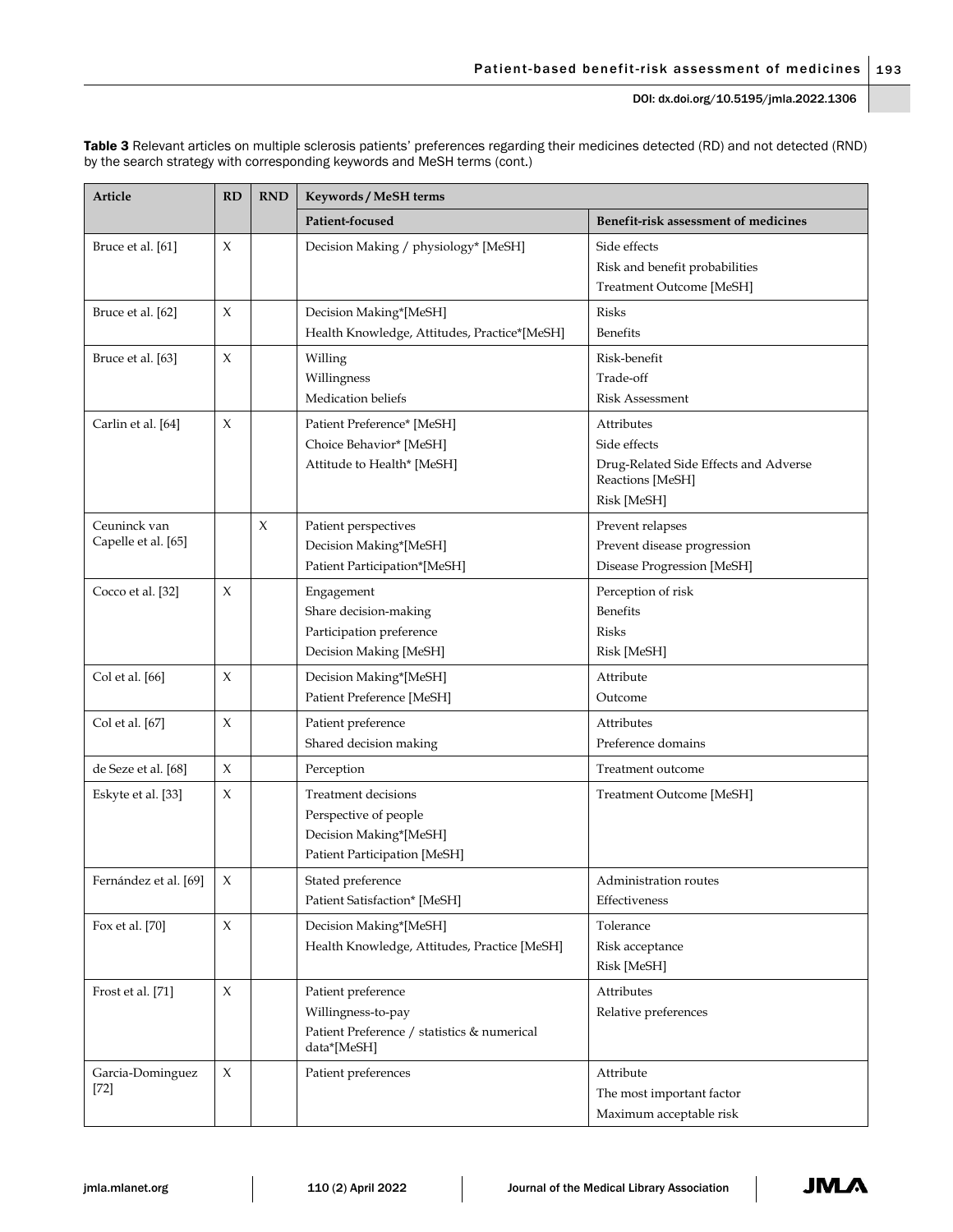**Table 3** Relevant articles on multiple sclerosis patients' preferences regarding their medicines detected (RD) and not detected (RND) by the search strategy with corresponding keywords and MeSH terms (cont.)

| Article | RD | RND | Keywords / MeSH terms | |
|---|---|---|---|---|
| | | | **Patient-focused** | **Benefit-risk assessment of medicines** |
| Bruce et al. [61] | X | | Decision Making / physiology* [MeSH] | Side effects<br>Risk and benefit probabilities<br>Treatment Outcome [MeSH] |
| Bruce et al. [62] | X | | Decision Making*[MeSH]<br>Health Knowledge, Attitudes, Practice*[MeSH] | Risks<br>Benefits |
| Bruce et al. [63] | X | | Willing<br>Willingness<br>Medication beliefs | Risk-benefit<br>Trade-off<br>Risk Assessment |
| Carlin et al. [64] | X | | Patient Preference* [MeSH]<br>Choice Behavior* [MeSH]<br>Attitude to Health* [MeSH] | Attributes<br>Side effects<br>Drug-Related Side Effects and Adverse Reactions [MeSH]<br>Risk [MeSH] |
| Ceuninck van Capelle et al. [65] | | X | Patient perspectives<br>Decision Making*[MeSH]<br>Patient Participation*[MeSH] | Prevent relapses<br>Prevent disease progression<br>Disease Progression [MeSH] |
| Cocco et al. [32] | X | | Engagement<br>Share decision-making<br>Participation preference<br>Decision Making [MeSH] | Perception of risk<br>Benefits<br>Risks<br>Risk [MeSH] |
| Col et al. [66] | X | | Decision Making*[MeSH]<br>Patient Preference [MeSH] | Attribute<br>Outcome |
| Col et al. [67] | X | | Patient preference<br>Shared decision making | Attributes<br>Preference domains |
| de Seze et al. [68] | X | | Perception | Treatment outcome |
| Eskyte et al. [33] | X | | Treatment decisions<br>Perspective of people<br>Decision Making*[MeSH]<br>Patient Participation [MeSH] | Treatment Outcome [MeSH] |
| Fernández et al. [69] | X | | Stated preference<br>Patient Satisfaction* [MeSH] | Administration routes<br>Effectiveness |
| Fox et al. [70] | X | | Decision Making*[MeSH]<br>Health Knowledge, Attitudes, Practice [MeSH] | Tolerance<br>Risk acceptance<br>Risk [MeSH] |
| Frost et al. [71] | X | | Patient preference<br>Willingness-to-pay<br>Patient Preference / statistics & numerical data*[MeSH] | Attributes<br>Relative preferences |
| Garcia-Dominguez [72] | X | | Patient preferences | Attribute<br>The most important factor<br>Maximum acceptable risk |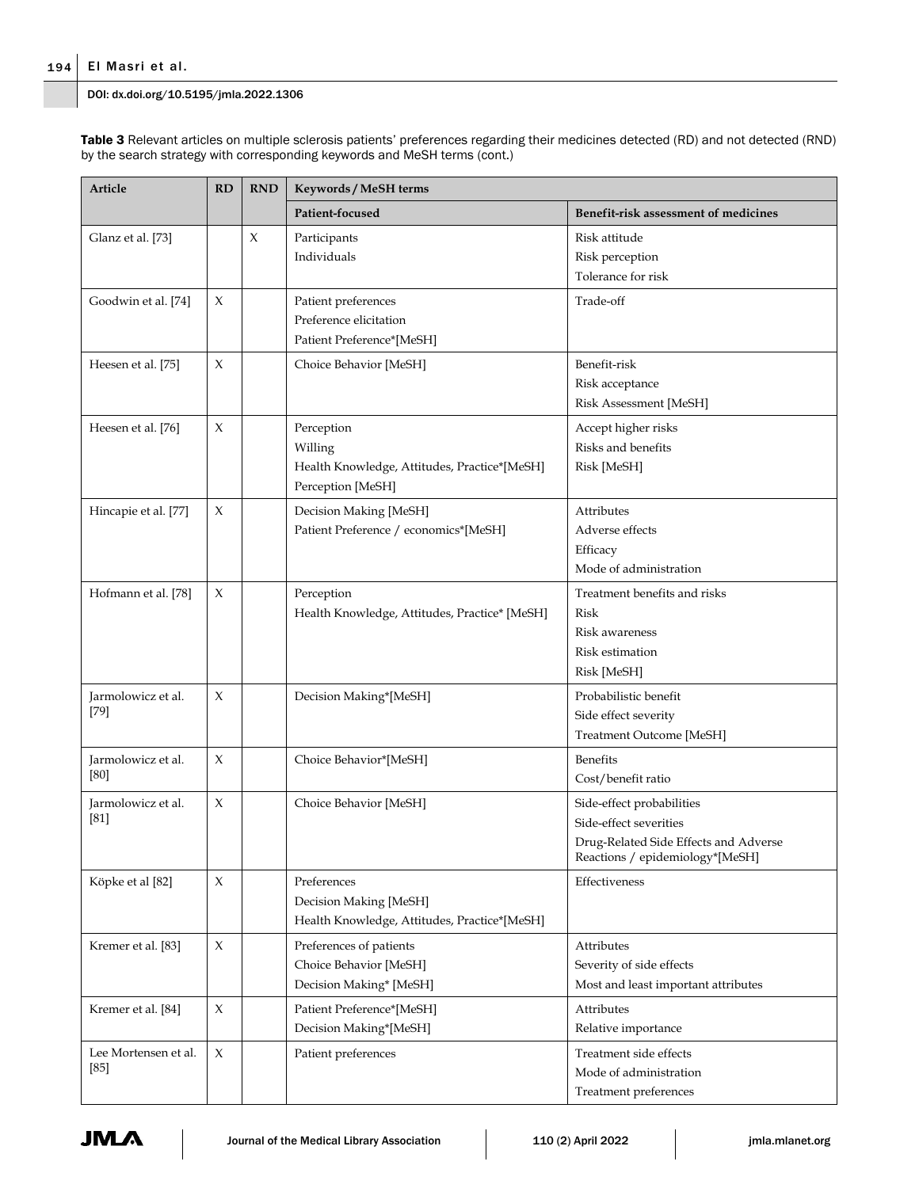**Table 3** Relevant articles on multiple sclerosis patients' preferences regarding their medicines detected (RD) and not detected (RND) by the search strategy with corresponding keywords and MeSH terms (cont.)

| Article | RD | RND | Keywords / MeSH terms | |
|---|---|---|---|---|
| | | | Patient-focused | Benefit-risk assessment of medicines |
| Glanz et al. [73] | | X | Participants<br>Individuals | Risk attitude<br>Risk perception<br>Tolerance for risk |
| Goodwin et al. [74] | X | | Patient preferences<br>Preference elicitation<br>Patient Preference*[MeSH] | Trade-off |
| Heesen et al. [75] | X | | Choice Behavior [MeSH] | Benefit-risk<br>Risk acceptance<br>Risk Assessment [MeSH] |
| Heesen et al. [76] | X | | Perception<br>Willing<br>Health Knowledge, Attitudes, Practice*[MeSH]<br>Perception [MeSH] | Accept higher risks<br>Risks and benefits<br>Risk [MeSH] |
| Hincapie et al. [77] | X | | Decision Making [MeSH]<br>Patient Preference / economics*[MeSH] | Attributes<br>Adverse effects<br>Efficacy<br>Mode of administration |
| Hofmann et al. [78] | X | | Perception<br>Health Knowledge, Attitudes, Practice* [MeSH] | Treatment benefits and risks<br>Risk<br>Risk awareness<br>Risk estimation<br>Risk [MeSH] |
| Jarmolowicz et al. [79] | X | | Decision Making*[MeSH] | Probabilistic benefit<br>Side effect severity<br>Treatment Outcome [MeSH] |
| Jarmolowicz et al. [80] | X | | Choice Behavior*[MeSH] | Benefits<br>Cost/benefit ratio |
| Jarmolowicz et al. [81] | X | | Choice Behavior [MeSH] | Side-effect probabilities<br>Side-effect severities<br>Drug-Related Side Effects and Adverse Reactions / epidemiology*[MeSH] |
| Köpke et al [82] | X | | Preferences<br>Decision Making [MeSH]<br>Health Knowledge, Attitudes, Practice*[MeSH] | Effectiveness |
| Kremer et al. [83] | X | | Preferences of patients<br>Choice Behavior [MeSH]<br>Decision Making* [MeSH] | Attributes<br>Severity of side effects<br>Most and least important attributes |
| Kremer et al. [84] | X | | Patient Preference*[MeSH]<br>Decision Making*[MeSH] | Attributes<br>Relative importance |
| Lee Mortensen et al. [85] | X | | Patient preferences | Treatment side effects<br>Mode of administration<br>Treatment preferences |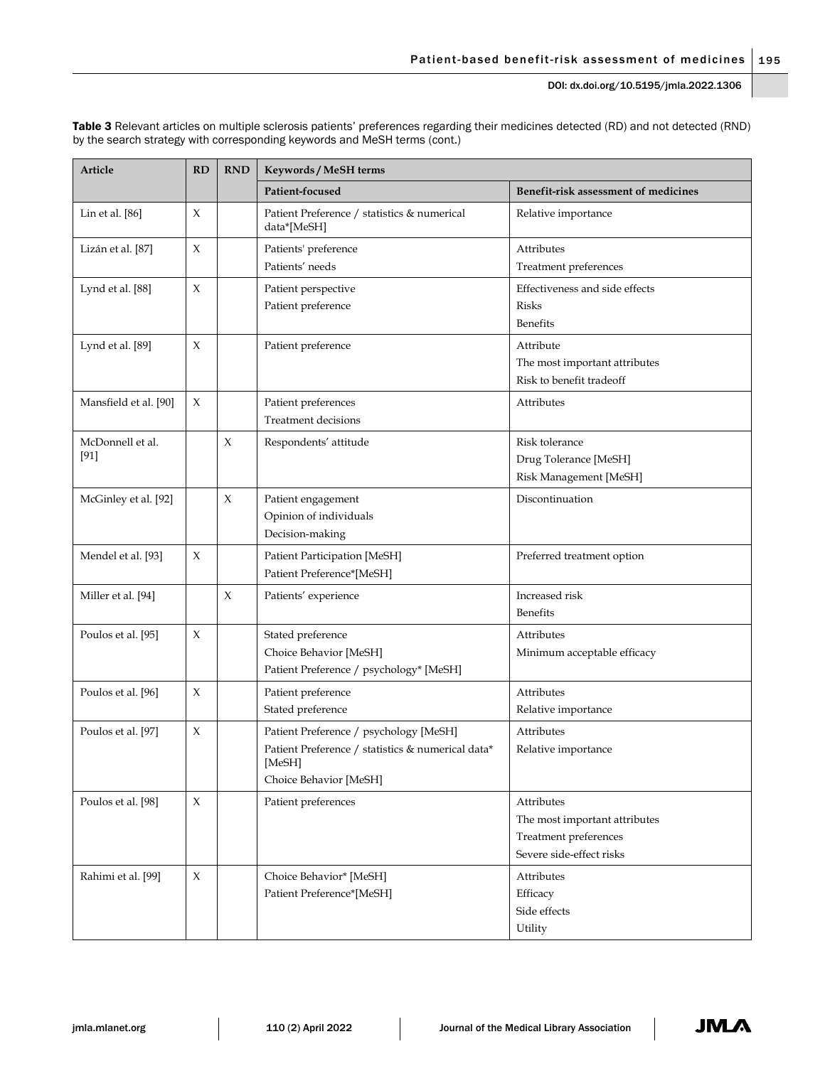**Table 3** Relevant articles on multiple sclerosis patients' preferences regarding their medicines detected (RD) and not detected (RND) by the search strategy with corresponding keywords and MeSH terms (cont.)

| Article | RD | RND | Keywords / MeSH terms | |
|---|---|---|---|---|
| | | | Patient-focused | Benefit-risk assessment of medicines |
| Lin et al. [86] | X | | Patient Preference / statistics & numerical data*[MeSH] | Relative importance |
| Lizán et al. [87] | X | | Patients' preference<br>Patients' needs | Attributes<br>Treatment preferences |
| Lynd et al. [88] | X | | Patient perspective<br>Patient preference | Effectiveness and side effects<br>Risks<br>Benefits |
| Lynd et al. [89] | X | | Patient preference | Attribute<br>The most important attributes<br>Risk to benefit tradeoff |
| Mansfield et al. [90] | X | | Patient preferences<br>Treatment decisions | Attributes |
| McDonnell et al. [91] | | X | Respondents' attitude | Risk tolerance<br>Drug Tolerance [MeSH]<br>Risk Management [MeSH] |
| McGinley et al. [92] | | X | Patient engagement<br>Opinion of individuals<br>Decision-making | Discontinuation |
| Mendel et al. [93] | X | | Patient Participation [MeSH]<br>Patient Preference*[MeSH] | Preferred treatment option |
| Miller et al. [94] | | X | Patients' experience | Increased risk<br>Benefits |
| Poulos et al. [95] | X | | Stated preference<br>Choice Behavior [MeSH]<br>Patient Preference / psychology* [MeSH] | Attributes<br>Minimum acceptable efficacy |
| Poulos et al. [96] | X | | Patient preference<br>Stated preference | Attributes<br>Relative importance |
| Poulos et al. [97] | X | | Patient Preference / psychology [MeSH]<br>Patient Preference / statistics & numerical data* [MeSH]<br>Choice Behavior [MeSH] | Attributes<br>Relative importance |
| Poulos et al. [98] | X | | Patient preferences | Attributes<br>The most important attributes<br>Treatment preferences<br>Severe side-effect risks |
| Rahimi et al. [99] | X | | Choice Behavior* [MeSH]<br>Patient Preference*[MeSH] | Attributes<br>Efficacy<br>Side effects<br>Utility |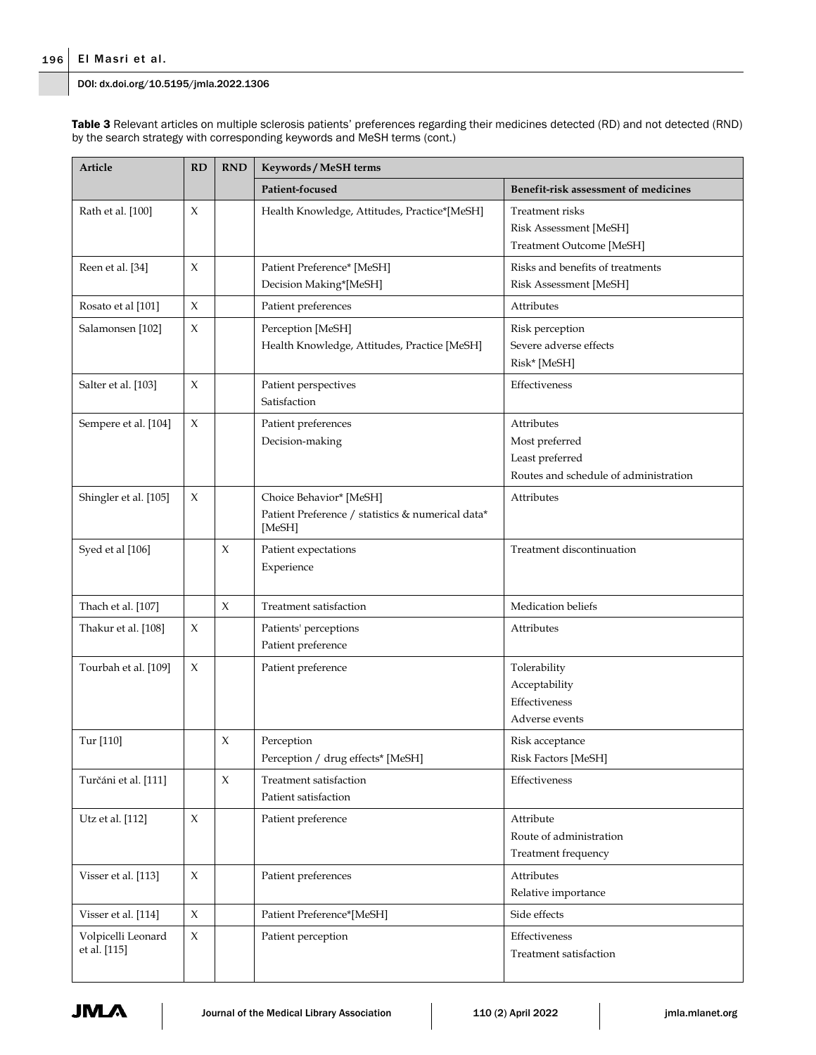**Table 3** Relevant articles on multiple sclerosis patients' preferences regarding their medicines detected (RD) and not detected (RND) by the search strategy with corresponding keywords and MeSH terms (cont.)

| Article | RD | RND | Keywords / MeSH terms | |
|---|---|---|---|---|
| | | | Patient-focused | Benefit-risk assessment of medicines |
| Rath et al. [100] | X | | Health Knowledge, Attitudes, Practice*[MeSH] | Treatment risks<br>Risk Assessment [MeSH]<br>Treatment Outcome [MeSH] |
| Reen et al. [34] | X | | Patient Preference* [MeSH]<br>Decision Making*[MeSH] | Risks and benefits of treatments<br>Risk Assessment [MeSH] |
| Rosato et al [101] | X | | Patient preferences | Attributes |
| Salamonsen [102] | X | | Perception [MeSH]<br>Health Knowledge, Attitudes, Practice [MeSH] | Risk perception<br>Severe adverse effects<br>Risk* [MeSH] |
| Salter et al. [103] | X | | Patient perspectives<br>Satisfaction | Effectiveness |
| Sempere et al. [104] | X | | Patient preferences<br>Decision-making | Attributes<br>Most preferred<br>Least preferred<br>Routes and schedule of administration |
| Shingler et al. [105] | X | | Choice Behavior* [MeSH]<br>Patient Preference / statistics & numerical data* [MeSH] | Attributes |
| Syed et al [106] | | X | Patient expectations<br>Experience | Treatment discontinuation |
| Thach et al. [107] | | X | Treatment satisfaction | Medication beliefs |
| Thakur et al. [108] | X | | Patients' perceptions<br>Patient preference | Attributes |
| Tourbah et al. [109] | X | | Patient preference | Tolerability<br>Acceptability<br>Effectiveness<br>Adverse events |
| Tur [110] | | X | Perception<br>Perception / drug effects* [MeSH] | Risk acceptance<br>Risk Factors [MeSH] |
| Turčáni et al. [111] | | X | Treatment satisfaction<br>Patient satisfaction | Effectiveness |
| Utz et al. [112] | X | | Patient preference | Attribute<br>Route of administration<br>Treatment frequency |
| Visser et al. [113] | X | | Patient preferences | Attributes<br>Relative importance |
| Visser et al. [114] | X | | Patient Preference*[MeSH] | Side effects |
| Volpicelli Leonard et al. [115] | X | | Patient perception | Effectiveness<br>Treatment satisfaction |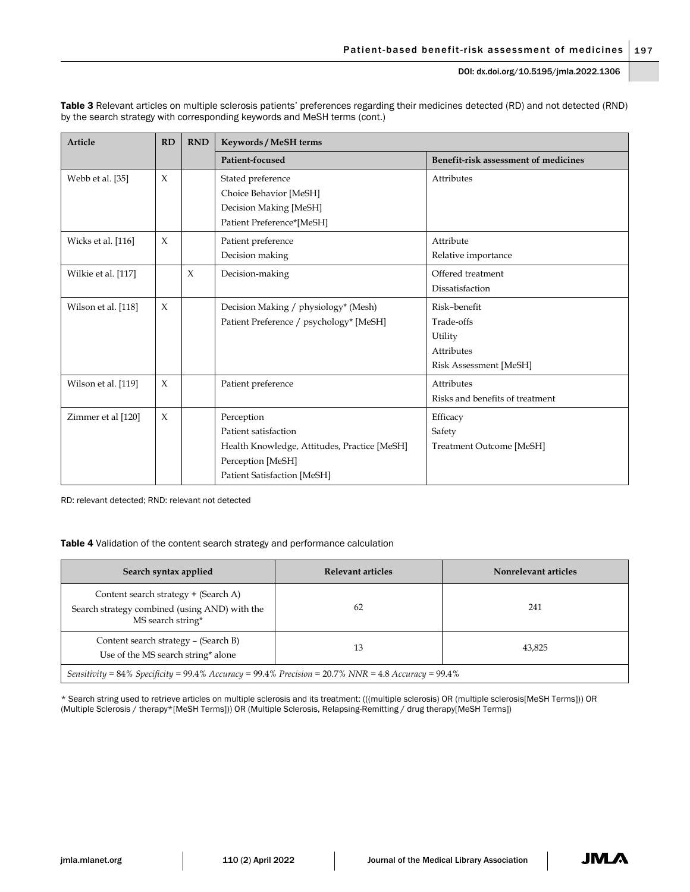**Table 3** Relevant articles on multiple sclerosis patients' preferences regarding their medicines detected (RD) and not detected (RND) by the search strategy with corresponding keywords and MeSH terms (cont.)

| Article | RD | RND | Keywords / MeSH terms | |
|---|---|---|---|---|
| | | | Patient-focused | Benefit-risk assessment of medicines |
| Webb et al. [35] | X | | Stated preference<br>Choice Behavior [MeSH]<br>Decision Making [MeSH]<br>Patient Preference*[MeSH] | Attributes |
| Wicks et al. [116] | X | | Patient preference<br>Decision making | Attribute<br>Relative importance |
| Wilkie et al. [117] | | X | Decision-making | Offered treatment<br>Dissatisfaction |
| Wilson et al. [118] | X | | Decision Making / physiology* (Mesh)<br>Patient Preference / psychology* [MeSH] | Risk–benefit<br>Trade-offs<br>Utility<br>Attributes<br>Risk Assessment [MeSH] |
| Wilson et al. [119] | X | | Patient preference | Attributes<br>Risks and benefits of treatment |
| Zimmer et al [120] | X | | Perception<br>Patient satisfaction<br>Health Knowledge, Attitudes, Practice [MeSH]<br>Perception [MeSH]<br>Patient Satisfaction [MeSH] | Efficacy<br>Safety<br>Treatment Outcome [MeSH] |

RD: relevant detected; RND: relevant not detected

**Table 4** Validation of the content search strategy and performance calculation

| Search syntax applied | Relevant articles | Nonrelevant articles |
|---|---|---|
| Content search strategy + (Search A)<br>Search strategy combined (using AND) with the MS search string* | 62 | 241 |
| Content search strategy – (Search B)<br>Use of the MS search string* alone | 13 | 43,825 |
| *Sensitivity* = 84% *Specificity* = 99.4% *Accuracy* = 99.4% *Precision* = 20.7% *NNR* = 4.8 *Accuracy* = 99.4% | | |

* Search string used to retrieve articles on multiple sclerosis and its treatment: (((multiple sclerosis) OR (multiple sclerosis[MeSH Terms])) OR (Multiple Sclerosis / therapy*[MeSH Terms])) OR (Multiple Sclerosis, Relapsing-Remitting / drug therapy[MeSH Terms])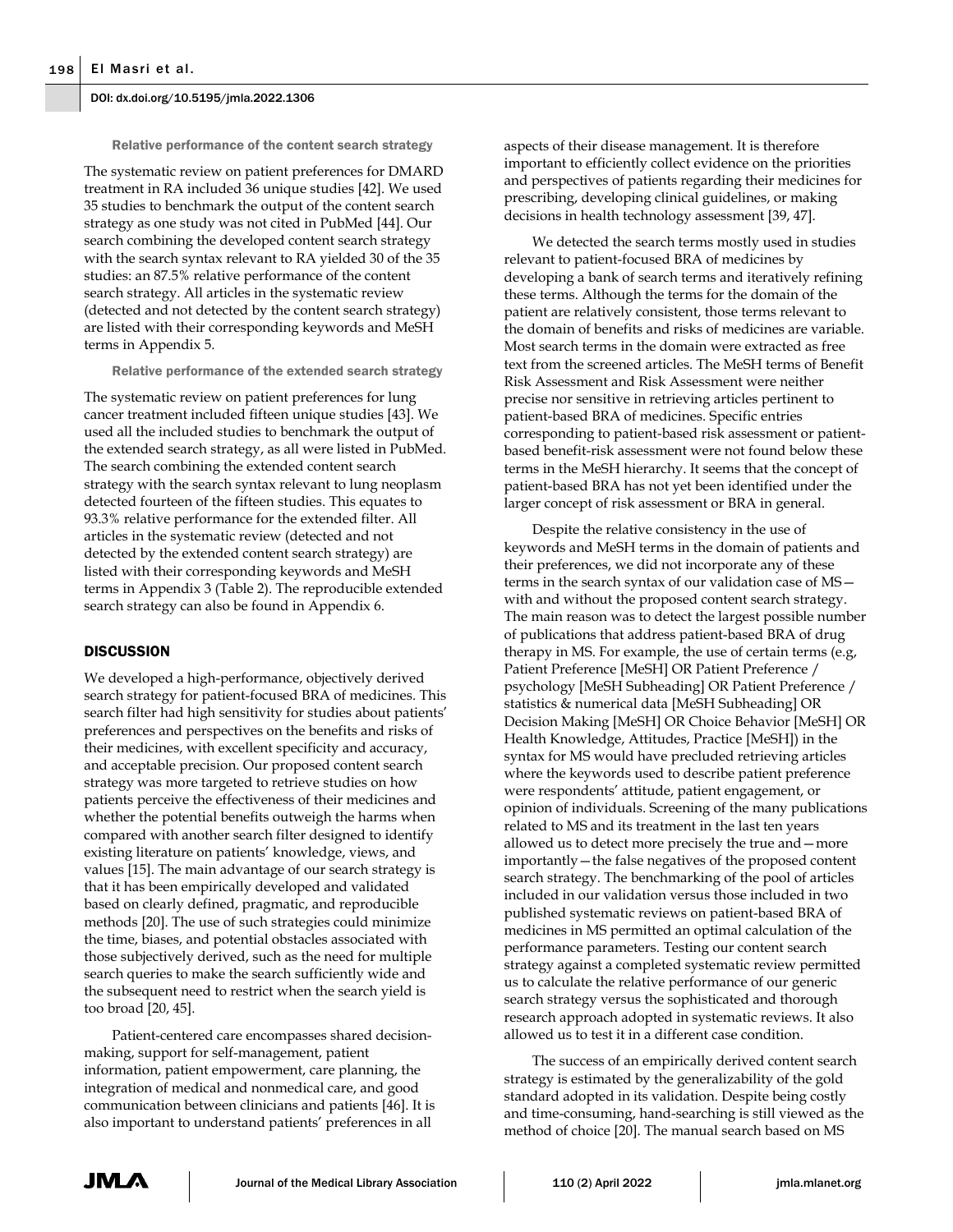### Relative performance of the content search strategy

The systematic review on patient preferences for DMARD treatment in RA included 36 unique studies [42]. We used 35 studies to benchmark the output of the content search strategy as one study was not cited in PubMed [44]. Our search combining the developed content search strategy with the search syntax relevant to RA yielded 30 of the 35 studies: an 87.5% relative performance of the content search strategy. All articles in the systematic review (detected and not detected by the content search strategy) are listed with their corresponding keywords and MeSH terms in Appendix 5.

### Relative performance of the extended search strategy

The systematic review on patient preferences for lung cancer treatment included fifteen unique studies [43]. We used all the included studies to benchmark the output of the extended search strategy, as all were listed in PubMed. The search combining the extended content search strategy with the search syntax relevant to lung neoplasm detected fourteen of the fifteen studies. This equates to 93.3% relative performance for the extended filter. All articles in the systematic review (detected and not detected by the extended content search strategy) are listed with their corresponding keywords and MeSH terms in Appendix 3 (Table 2). The reproducible extended search strategy can also be found in Appendix 6.

## DISCUSSION

We developed a high-performance, objectively derived search strategy for patient-focused BRA of medicines. This search filter had high sensitivity for studies about patients' preferences and perspectives on the benefits and risks of their medicines, with excellent specificity and accuracy, and acceptable precision. Our proposed content search strategy was more targeted to retrieve studies on how patients perceive the effectiveness of their medicines and whether the potential benefits outweigh the harms when compared with another search filter designed to identify existing literature on patients' knowledge, views, and values [15]. The main advantage of our search strategy is that it has been empirically developed and validated based on clearly defined, pragmatic, and reproducible methods [20]. The use of such strategies could minimize the time, biases, and potential obstacles associated with those subjectively derived, such as the need for multiple search queries to make the search sufficiently wide and the subsequent need to restrict when the search yield is too broad [20, 45].

Patient-centered care encompasses shared decision-making, support for self-management, patient information, patient empowerment, care planning, the integration of medical and nonmedical care, and good communication between clinicians and patients [46]. It is also important to understand patients' preferences in all aspects of their disease management. It is therefore important to efficiently collect evidence on the priorities and perspectives of patients regarding their medicines for prescribing, developing clinical guidelines, or making decisions in health technology assessment [39, 47].

We detected the search terms mostly used in studies relevant to patient-focused BRA of medicines by developing a bank of search terms and iteratively refining these terms. Although the terms for the domain of the patient are relatively consistent, those terms relevant to the domain of benefits and risks of medicines are variable. Most search terms in the domain were extracted as free text from the screened articles. The MeSH terms of Benefit Risk Assessment and Risk Assessment were neither precise nor sensitive in retrieving articles pertinent to patient-based BRA of medicines. Specific entries corresponding to patient-based risk assessment or patient-based benefit-risk assessment were not found below these terms in the MeSH hierarchy. It seems that the concept of patient-based BRA has not yet been identified under the larger concept of risk assessment or BRA in general.

Despite the relative consistency in the use of keywords and MeSH terms in the domain of patients and their preferences, we did not incorporate any of these terms in the search syntax of our validation case of MS—with and without the proposed content search strategy. The main reason was to detect the largest possible number of publications that address patient-based BRA of drug therapy in MS. For example, the use of certain terms (e.g, Patient Preference [MeSH] OR Patient Preference / psychology [MeSH Subheading] OR Patient Preference / statistics & numerical data [MeSH Subheading] OR Decision Making [MeSH] OR Choice Behavior [MeSH] OR Health Knowledge, Attitudes, Practice [MeSH]) in the syntax for MS would have precluded retrieving articles where the keywords used to describe patient preference were respondents' attitude, patient engagement, or opinion of individuals. Screening of the many publications related to MS and its treatment in the last ten years allowed us to detect more precisely the true and—more importantly—the false negatives of the proposed content search strategy. The benchmarking of the pool of articles included in our validation versus those included in two published systematic reviews on patient-based BRA of medicines in MS permitted an optimal calculation of the performance parameters. Testing our content search strategy against a completed systematic review permitted us to calculate the relative performance of our generic search strategy versus the sophisticated and thorough research approach adopted in systematic reviews. It also allowed us to test it in a different case condition.

The success of an empirically derived content search strategy is estimated by the generalizability of the gold standard adopted in its validation. Despite being costly and time-consuming, hand-searching is still viewed as the method of choice [20]. The manual search based on MS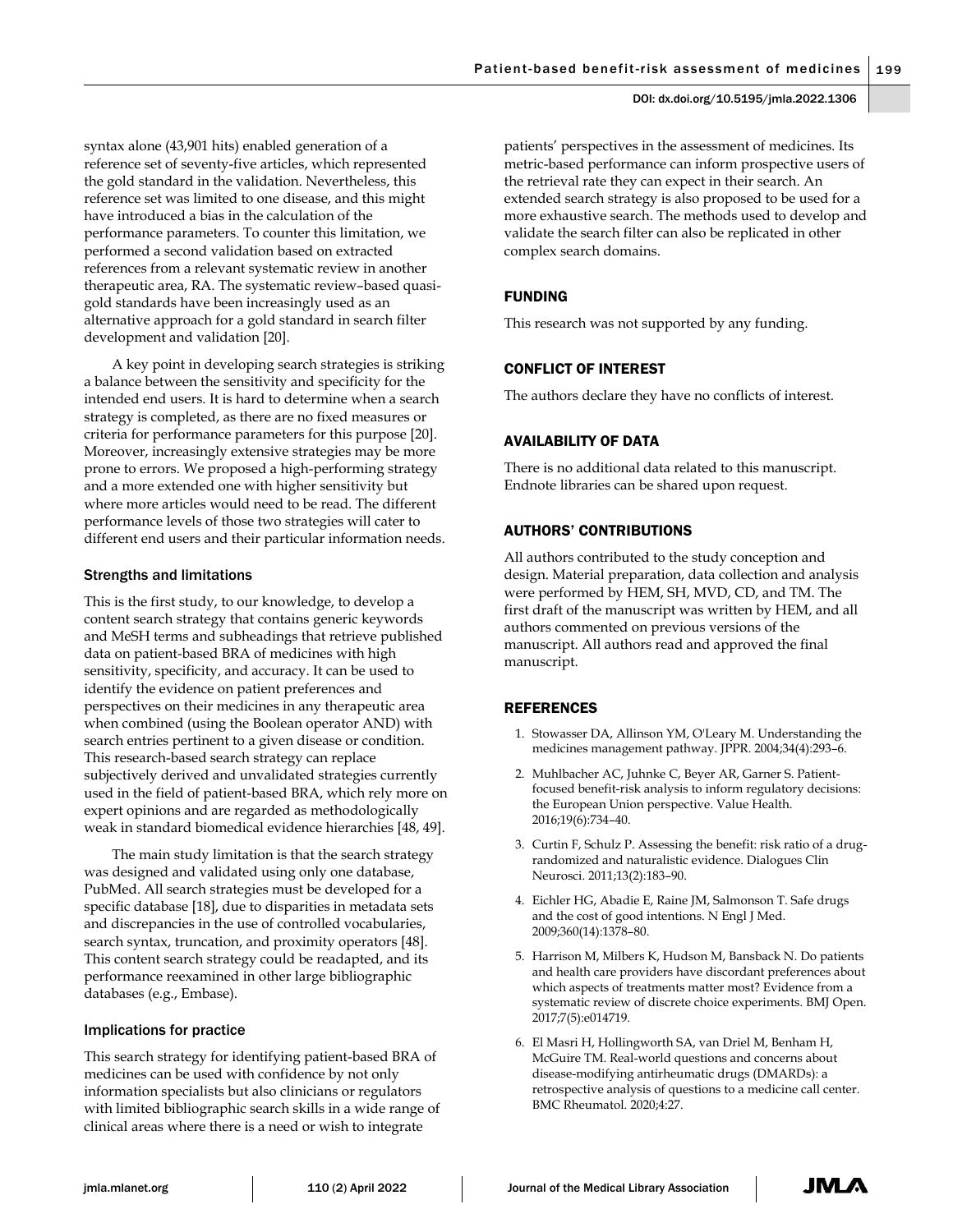syntax alone (43,901 hits) enabled generation of a reference set of seventy-five articles, which represented the gold standard in the validation. Nevertheless, this reference set was limited to one disease, and this might have introduced a bias in the calculation of the performance parameters. To counter this limitation, we performed a second validation based on extracted references from a relevant systematic review in another therapeutic area, RA. The systematic review–based quasi-gold standards have been increasingly used as an alternative approach for a gold standard in search filter development and validation [20].

A key point in developing search strategies is striking a balance between the sensitivity and specificity for the intended end users. It is hard to determine when a search strategy is completed, as there are no fixed measures or criteria for performance parameters for this purpose [20]. Moreover, increasingly extensive strategies may be more prone to errors. We proposed a high-performing strategy and a more extended one with higher sensitivity but where more articles would need to be read. The different performance levels of those two strategies will cater to different end users and their particular information needs.

### Strengths and limitations

This is the first study, to our knowledge, to develop a content search strategy that contains generic keywords and MeSH terms and subheadings that retrieve published data on patient-based BRA of medicines with high sensitivity, specificity, and accuracy. It can be used to identify the evidence on patient preferences and perspectives on their medicines in any therapeutic area when combined (using the Boolean operator AND) with search entries pertinent to a given disease or condition. This research-based search strategy can replace subjectively derived and unvalidated strategies currently used in the field of patient-based BRA, which rely more on expert opinions and are regarded as methodologically weak in standard biomedical evidence hierarchies [48, 49].

The main study limitation is that the search strategy was designed and validated using only one database, PubMed. All search strategies must be developed for a specific database [18], due to disparities in metadata sets and discrepancies in the use of controlled vocabularies, search syntax, truncation, and proximity operators [48]. This content search strategy could be readapted, and its performance reexamined in other large bibliographic databases (e.g., Embase).

### Implications for practice

This search strategy for identifying patient-based BRA of medicines can be used with confidence by not only information specialists but also clinicians or regulators with limited bibliographic search skills in a wide range of clinical areas where there is a need or wish to integrate patients' perspectives in the assessment of medicines. Its metric-based performance can inform prospective users of the retrieval rate they can expect in their search. An extended search strategy is also proposed to be used for a more exhaustive search. The methods used to develop and validate the search filter can also be replicated in other complex search domains.

## FUNDING

This research was not supported by any funding.

## CONFLICT OF INTEREST

The authors declare they have no conflicts of interest.

## AVAILABILITY OF DATA

There is no additional data related to this manuscript. Endnote libraries can be shared upon request.

## AUTHORS' CONTRIBUTIONS

All authors contributed to the study conception and design. Material preparation, data collection and analysis were performed by HEM, SH, MVD, CD, and TM. The first draft of the manuscript was written by HEM, and all authors commented on previous versions of the manuscript. All authors read and approved the final manuscript.

## REFERENCES

1. Stowasser DA, Allinson YM, O'Leary M. Understanding the medicines management pathway. JPPR. 2004;34(4):293–6.
2. Muhlbacher AC, Juhnke C, Beyer AR, Garner S. Patient-focused benefit-risk analysis to inform regulatory decisions: the European Union perspective. Value Health. 2016;19(6):734–40.
3. Curtin F, Schulz P. Assessing the benefit: risk ratio of a drug-randomized and naturalistic evidence. Dialogues Clin Neurosci. 2011;13(2):183–90.
4. Eichler HG, Abadie E, Raine JM, Salmonson T. Safe drugs and the cost of good intentions. N Engl J Med. 2009;360(14):1378–80.
5. Harrison M, Milbers K, Hudson M, Bansback N. Do patients and health care providers have discordant preferences about which aspects of treatments matter most? Evidence from a systematic review of discrete choice experiments. BMJ Open. 2017;7(5):e014719.
6. El Masri H, Hollingworth SA, van Driel M, Benham H, McGuire TM. Real-world questions and concerns about disease-modifying antirheumatic drugs (DMARDs): a retrospective analysis of questions to a medicine call center. BMC Rheumatol. 2020;4:27.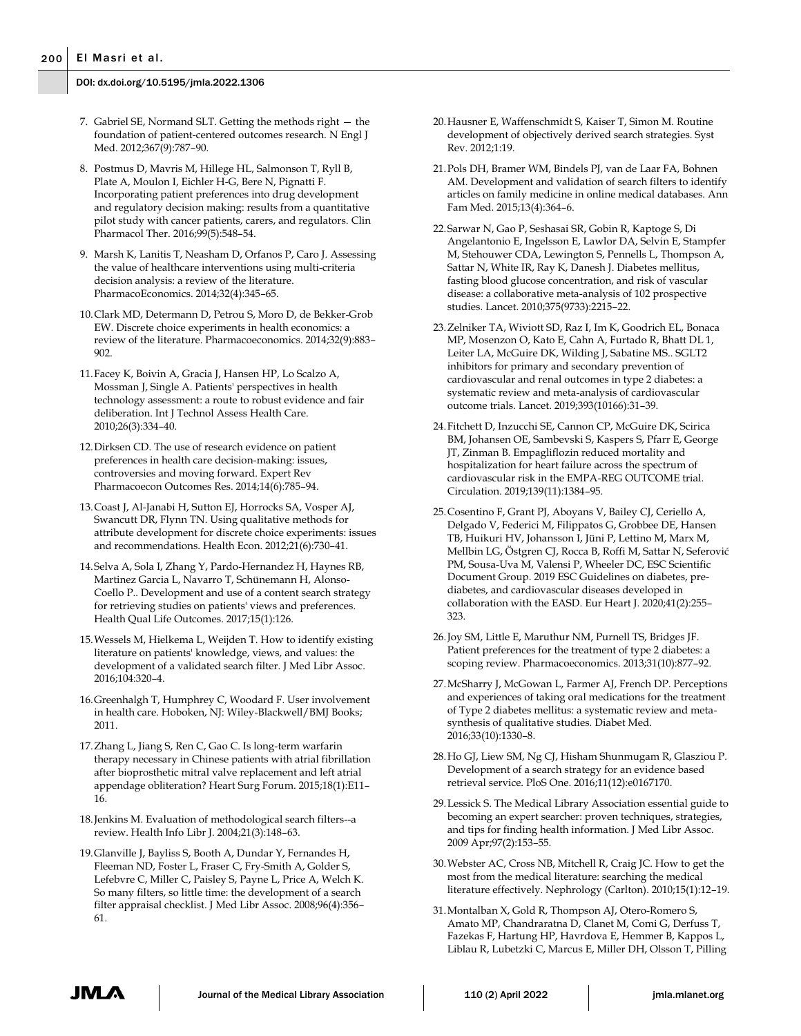7. Gabriel SE, Normand SLT. Getting the methods right — the foundation of patient-centered outcomes research. N Engl J Med. 2012;367(9):787–90.
8. Postmus D, Mavris M, Hillege HL, Salmonson T, Ryll B, Plate A, Moulon I, Eichler H-G, Bere N, Pignatti F. Incorporating patient preferences into drug development and regulatory decision making: results from a quantitative pilot study with cancer patients, carers, and regulators. Clin Pharmacol Ther. 2016;99(5):548–54.
9. Marsh K, Lanitis T, Neasham D, Orfanos P, Caro J. Assessing the value of healthcare interventions using multi-criteria decision analysis: a review of the literature. PharmacoEconomics. 2014;32(4):345–65.
10. Clark MD, Determann D, Petrou S, Moro D, de Bekker-Grob EW. Discrete choice experiments in health economics: a review of the literature. Pharmacoeconomics. 2014;32(9):883–902.
11. Facey K, Boivin A, Gracia J, Hansen HP, Lo Scalzo A, Mossman J, Single A. Patients' perspectives in health technology assessment: a route to robust evidence and fair deliberation. Int J Technol Assess Health Care. 2010;26(3):334–40.
12. Dirksen CD. The use of research evidence on patient preferences in health care decision-making: issues, controversies and moving forward. Expert Rev Pharmacoecon Outcomes Res. 2014;14(6):785–94.
13. Coast J, Al-Janabi H, Sutton EJ, Horrocks SA, Vosper AJ, Swancutt DR, Flynn TN. Using qualitative methods for attribute development for discrete choice experiments: issues and recommendations. Health Econ. 2012;21(6):730–41.
14. Selva A, Sola I, Zhang Y, Pardo-Hernandez H, Haynes RB, Martinez Garcia L, Navarro T, Schünemann H, Alonso-Coello P.. Development and use of a content search strategy for retrieving studies on patients' views and preferences. Health Qual Life Outcomes. 2017;15(1):126.
15. Wessels M, Hielkema L, Weijden T. How to identify existing literature on patients' knowledge, views, and values: the development of a validated search filter. J Med Libr Assoc. 2016;104:320–4.
16. Greenhalgh T, Humphrey C, Woodard F. User involvement in health care. Hoboken, NJ: Wiley-Blackwell/BMJ Books; 2011.
17. Zhang L, Jiang S, Ren C, Gao C. Is long-term warfarin therapy necessary in Chinese patients with atrial fibrillation after bioprosthetic mitral valve replacement and left atrial appendage obliteration? Heart Surg Forum. 2015;18(1):E11–16.
18. Jenkins M. Evaluation of methodological search filters--a review. Health Info Libr J. 2004;21(3):148–63.
19. Glanville J, Bayliss S, Booth A, Dundar Y, Fernandes H, Fleeman ND, Foster L, Fraser C, Fry-Smith A, Golder S, Lefebvre C, Miller C, Paisley S, Payne L, Price A, Welch K. So many filters, so little time: the development of a search filter appraisal checklist. J Med Libr Assoc. 2008;96(4):356–61.
20. Hausner E, Waffenschmidt S, Kaiser T, Simon M. Routine development of objectively derived search strategies. Syst Rev. 2012;1:19.
21. Pols DH, Bramer WM, Bindels PJ, van de Laar FA, Bohnen AM. Development and validation of search filters to identify articles on family medicine in online medical databases. Ann Fam Med. 2015;13(4):364–6.
22. Sarwar N, Gao P, Seshasai SR, Gobin R, Kaptoge S, Di Angelantonio E, Ingelsson E, Lawlor DA, Selvin E, Stampfer M, Stehouwer CDA, Lewington S, Pennells L, Thompson A, Sattar N, White IR, Ray K, Danesh J. Diabetes mellitus, fasting blood glucose concentration, and risk of vascular disease: a collaborative meta-analysis of 102 prospective studies. Lancet. 2010;375(9733):2215–22.
23. Zelniker TA, Wiviott SD, Raz I, Im K, Goodrich EL, Bonaca MP, Mosenzon O, Kato E, Cahn A, Furtado R, Bhatt DL 1, Leiter LA, McGuire DK, Wilding J, Sabatine MS.. SGLT2 inhibitors for primary and secondary prevention of cardiovascular and renal outcomes in type 2 diabetes: a systematic review and meta-analysis of cardiovascular outcome trials. Lancet. 2019;393(10166):31–39.
24. Fitchett D, Inzucchi SE, Cannon CP, McGuire DK, Scirica BM, Johansen OE, Sambevski S, Kaspers S, Pfarr E, George JT, Zinman B. Empagliflozin reduced mortality and hospitalization for heart failure across the spectrum of cardiovascular risk in the EMPA-REG OUTCOME trial. Circulation. 2019;139(11):1384–95.
25. Cosentino F, Grant PJ, Aboyans V, Bailey CJ, Ceriello A, Delgado V, Federici M, Filippatos G, Grobbee DE, Hansen TB, Huikuri HV, Johansson I, Jüni P, Lettino M, Marx M, Mellbin LG, Östgren CJ, Rocca B, Roffi M, Sattar N, Seferović PM, Sousa-Uva M, Valensi P, Wheeler DC, ESC Scientific Document Group. 2019 ESC Guidelines on diabetes, pre-diabetes, and cardiovascular diseases developed in collaboration with the EASD. Eur Heart J. 2020;41(2):255–323.
26. Joy SM, Little E, Maruthur NM, Purnell TS, Bridges JF. Patient preferences for the treatment of type 2 diabetes: a scoping review. Pharmacoeconomics. 2013;31(10):877–92.
27. McSharry J, McGowan L, Farmer AJ, French DP. Perceptions and experiences of taking oral medications for the treatment of Type 2 diabetes mellitus: a systematic review and meta-synthesis of qualitative studies. Diabet Med. 2016;33(10):1330–8.
28. Ho GJ, Liew SM, Ng CJ, Hisham Shunmugam R, Glasziou P. Development of a search strategy for an evidence based retrieval service. PloS One. 2016;11(12):e0167170.
29. Lessick S. The Medical Library Association essential guide to becoming an expert searcher: proven techniques, strategies, and tips for finding health information. J Med Libr Assoc. 2009 Apr;97(2):153–55.
30. Webster AC, Cross NB, Mitchell R, Craig JC. How to get the most from the medical literature: searching the medical literature effectively. Nephrology (Carlton). 2010;15(1):12–19.
31. Montalban X, Gold R, Thompson AJ, Otero-Romero S, Amato MP, Chandraratna D, Clanet M, Comi G, Derfuss T, Fazekas F, Hartung HP, Havrdova E, Hemmer B, Kappos L, Liblau R, Lubetzki C, Marcus E, Miller DH, Olsson T, Pilling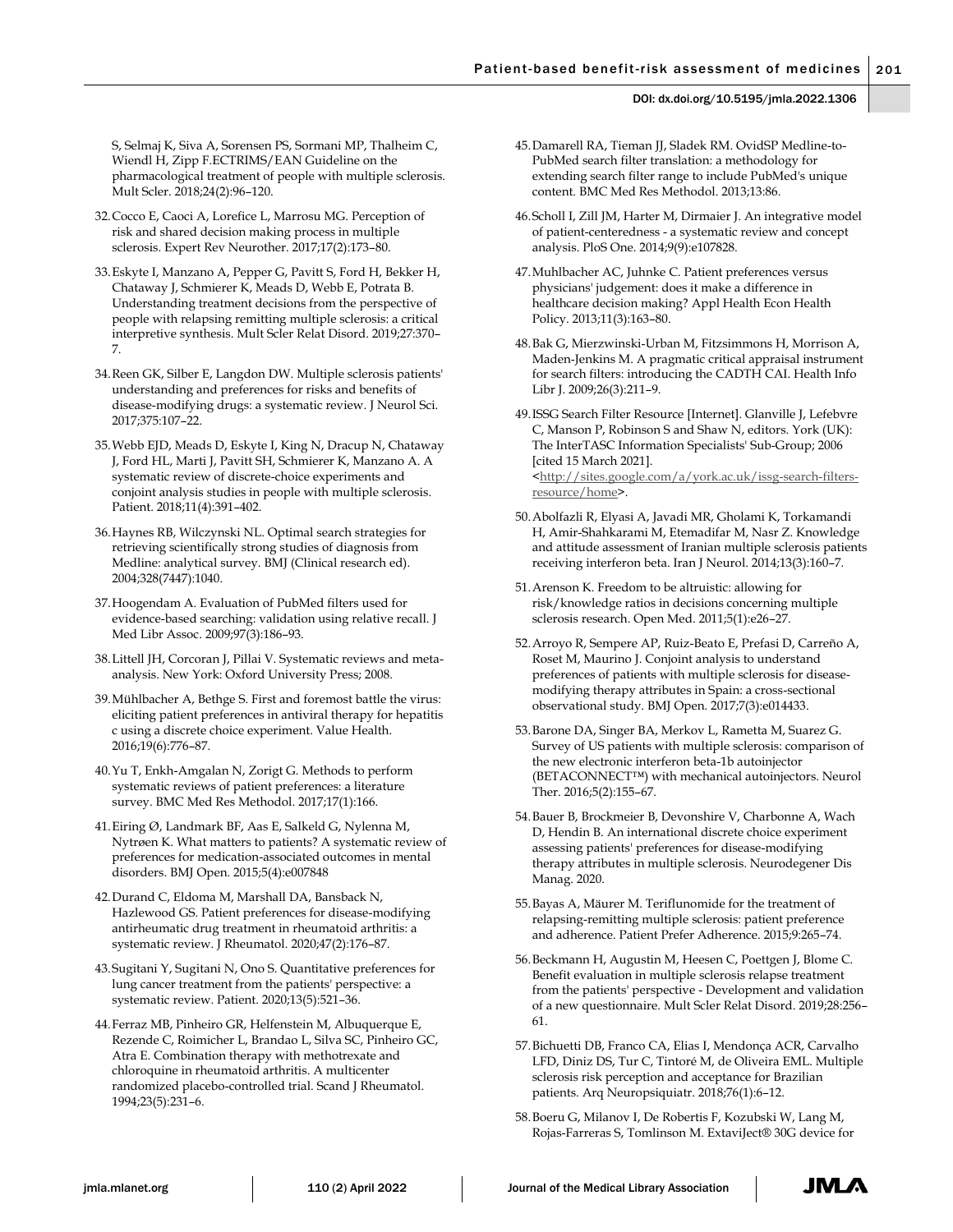S, Selmaj K, Siva A, Sorensen PS, Sormani MP, Thalheim C, Wiendl H, Zipp F.ECTRIMS/EAN Guideline on the pharmacological treatment of people with multiple sclerosis. Mult Scler. 2018;24(2):96–120.

32. Cocco E, Caoci A, Lorefice L, Marrosu MG. Perception of risk and shared decision making process in multiple sclerosis. Expert Rev Neurother. 2017;17(2):173–80.

33. Eskyte I, Manzano A, Pepper G, Pavitt S, Ford H, Bekker H, Chataway J, Schmierer K, Meads D, Webb E, Potrata B. Understanding treatment decisions from the perspective of people with relapsing remitting multiple sclerosis: a critical interpretive synthesis. Mult Scler Relat Disord. 2019;27:370–7.

34. Reen GK, Silber E, Langdon DW. Multiple sclerosis patients' understanding and preferences for risks and benefits of disease-modifying drugs: a systematic review. J Neurol Sci. 2017;375:107–22.

35. Webb EJD, Meads D, Eskyte I, King N, Dracup N, Chataway J, Ford HL, Marti J, Pavitt SH, Schmierer K, Manzano A. A systematic review of discrete-choice experiments and conjoint analysis studies in people with multiple sclerosis. Patient. 2018;11(4):391–402.

36. Haynes RB, Wilczynski NL. Optimal search strategies for retrieving scientifically strong studies of diagnosis from Medline: analytical survey. BMJ (Clinical research ed). 2004;328(7447):1040.

37. Hoogendam A. Evaluation of PubMed filters used for evidence-based searching: validation using relative recall. J Med Libr Assoc. 2009;97(3):186–93.

38. Littell JH, Corcoran J, Pillai V. Systematic reviews and meta-analysis. New York: Oxford University Press; 2008.

39. Mühlbacher A, Bethge S. First and foremost battle the virus: eliciting patient preferences in antiviral therapy for hepatitis c using a discrete choice experiment. Value Health. 2016;19(6):776–87.

40. Yu T, Enkh-Amgalan N, Zorigt G. Methods to perform systematic reviews of patient preferences: a literature survey. BMC Med Res Methodol. 2017;17(1):166.

41. Eiring Ø, Landmark BF, Aas E, Salkeld G, Nylenna M, Nytrøen K. What matters to patients? A systematic review of preferences for medication-associated outcomes in mental disorders. BMJ Open. 2015;5(4):e007848

42. Durand C, Eldoma M, Marshall DA, Bansback N, Hazlewood GS. Patient preferences for disease-modifying antirheumatic drug treatment in rheumatoid arthritis: a systematic review. J Rheumatol. 2020;47(2):176–87.

43. Sugitani Y, Sugitani N, Ono S. Quantitative preferences for lung cancer treatment from the patients' perspective: a systematic review. Patient. 2020;13(5):521–36.

44. Ferraz MB, Pinheiro GR, Helfenstein M, Albuquerque E, Rezende C, Roimicher L, Brandao L, Silva SC, Pinheiro GC, Atra E. Combination therapy with methotrexate and chloroquine in rheumatoid arthritis. A multicenter randomized placebo-controlled trial. Scand J Rheumatol. 1994;23(5):231–6.

45. Damarell RA, Tieman JJ, Sladek RM. OvidSP Medline-to-PubMed search filter translation: a methodology for extending search filter range to include PubMed's unique content. BMC Med Res Methodol. 2013;13:86.

46. Scholl I, Zill JM, Harter M, Dirmaier J. An integrative model of patient-centeredness - a systematic review and concept analysis. PloS One. 2014;9(9):e107828.

47. Muhlbacher AC, Juhnke C. Patient preferences versus physicians' judgement: does it make a difference in healthcare decision making? Appl Health Econ Health Policy. 2013;11(3):163–80.

48. Bak G, Mierzwinski-Urban M, Fitzsimmons H, Morrison A, Maden-Jenkins M. A pragmatic critical appraisal instrument for search filters: introducing the CADTH CAI. Health Info Libr J. 2009;26(3):211–9.

49. ISSG Search Filter Resource [Internet]. Glanville J, Lefebvre C, Manson P, Robinson S and Shaw N, editors. York (UK): The InterTASC Information Specialists' Sub-Group; 2006 [cited 15 March 2021]. <http://sites.google.com/a/york.ac.uk/issg-search-filters-resource/home>.

50. Abolfazli R, Elyasi A, Javadi MR, Gholami K, Torkamandi H, Amir-Shahkarami M, Etemadifar M, Nasr Z. Knowledge and attitude assessment of Iranian multiple sclerosis patients receiving interferon beta. Iran J Neurol. 2014;13(3):160–7.

51. Arenson K. Freedom to be altruistic: allowing for risk/knowledge ratios in decisions concerning multiple sclerosis research. Open Med. 2011;5(1):e26–27.

52. Arroyo R, Sempere AP, Ruiz-Beato E, Prefasi D, Carreño A, Roset M, Maurino J. Conjoint analysis to understand preferences of patients with multiple sclerosis for disease-modifying therapy attributes in Spain: a cross-sectional observational study. BMJ Open. 2017;7(3):e014433.

53. Barone DA, Singer BA, Merkov L, Rametta M, Suarez G. Survey of US patients with multiple sclerosis: comparison of the new electronic interferon beta-1b autoinjector (BETACONNECT™) with mechanical autoinjectors. Neurol Ther. 2016;5(2):155–67.

54. Bauer B, Brockmeier B, Devonshire V, Charbonne A, Wach D, Hendin B. An international discrete choice experiment assessing patients' preferences for disease-modifying therapy attributes in multiple sclerosis. Neurodegener Dis Manag. 2020.

55. Bayas A, Mäurer M. Teriflunomide for the treatment of relapsing-remitting multiple sclerosis: patient preference and adherence. Patient Prefer Adherence. 2015;9:265–74.

56. Beckmann H, Augustin M, Heesen C, Poettgen J, Blome C. Benefit evaluation in multiple sclerosis relapse treatment from the patients' perspective - Development and validation of a new questionnaire. Mult Scler Relat Disord. 2019;28:256–61.

57. Bichuetti DB, Franco CA, Elias I, Mendonça ACR, Carvalho LFD, Diniz DS, Tur C, Tintoré M, de Oliveira EML. Multiple sclerosis risk perception and acceptance for Brazilian patients. Arq Neuropsiquiatr. 2018;76(1):6–12.

58. Boeru G, Milanov I, De Robertis F, Kozubski W, Lang M, Rojas-Farreras S, Tomlinson M. ExtaviJect® 30G device for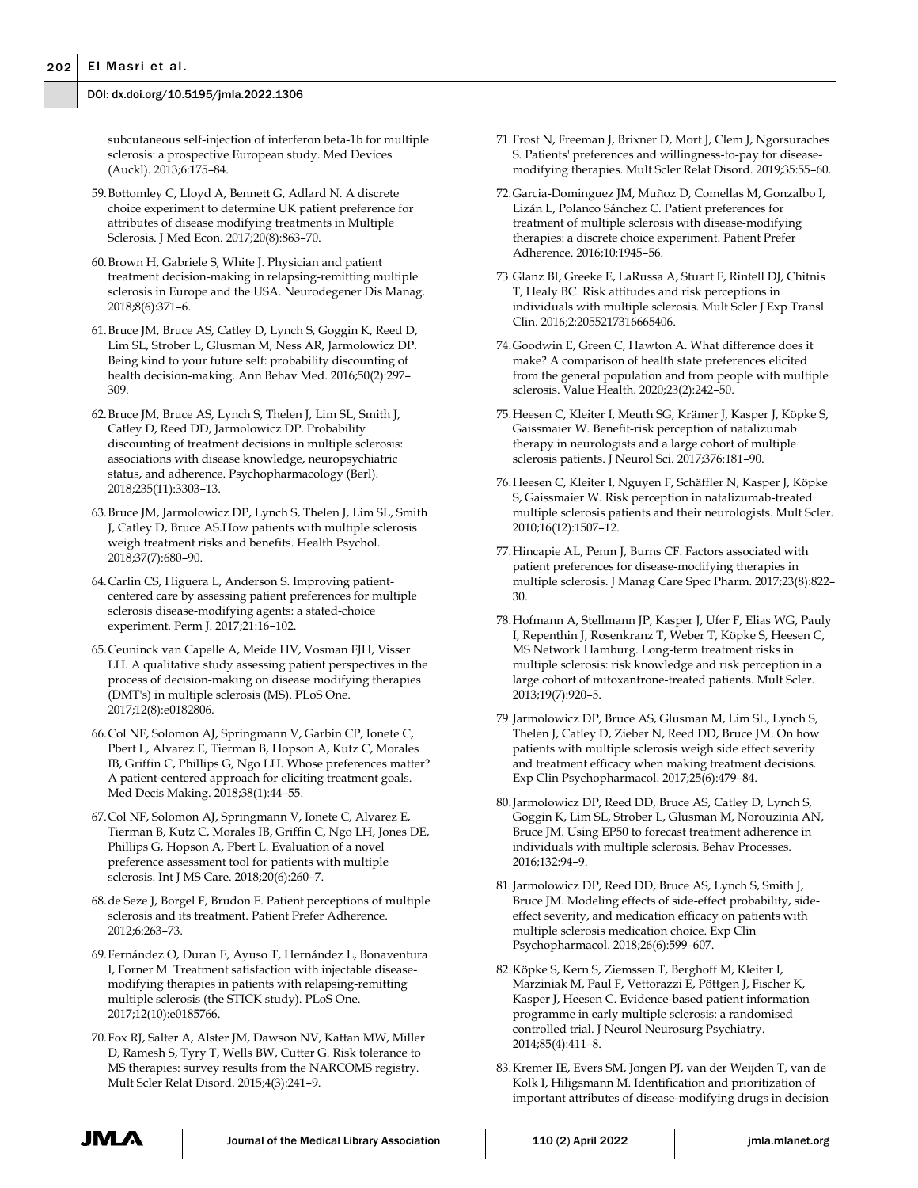subcutaneous self-injection of interferon beta-1b for multiple sclerosis: a prospective European study. Med Devices (Auckl). 2013;6:175–84.

59. Bottomley C, Lloyd A, Bennett G, Adlard N. A discrete choice experiment to determine UK patient preference for attributes of disease modifying treatments in Multiple Sclerosis. J Med Econ. 2017;20(8):863–70.

60. Brown H, Gabriele S, White J. Physician and patient treatment decision-making in relapsing-remitting multiple sclerosis in Europe and the USA. Neurodegener Dis Manag. 2018;8(6):371–6.

61. Bruce JM, Bruce AS, Catley D, Lynch S, Goggin K, Reed D, Lim SL, Strober L, Glusman M, Ness AR, Jarmolowicz DP. Being kind to your future self: probability discounting of health decision-making. Ann Behav Med. 2016;50(2):297–309.

62. Bruce JM, Bruce AS, Lynch S, Thelen J, Lim SL, Smith J, Catley D, Reed DD, Jarmolowicz DP. Probability discounting of treatment decisions in multiple sclerosis: associations with disease knowledge, neuropsychiatric status, and adherence. Psychopharmacology (Berl). 2018;235(11):3303–13.

63. Bruce JM, Jarmolowicz DP, Lynch S, Thelen J, Lim SL, Smith J, Catley D, Bruce AS.How patients with multiple sclerosis weigh treatment risks and benefits. Health Psychol. 2018;37(7):680–90.

64. Carlin CS, Higuera L, Anderson S. Improving patient-centered care by assessing patient preferences for multiple sclerosis disease-modifying agents: a stated-choice experiment. Perm J. 2017;21:16–102.

65. Ceuninck van Capelle A, Meide HV, Vosman FJH, Visser LH. A qualitative study assessing patient perspectives in the process of decision-making on disease modifying therapies (DMT's) in multiple sclerosis (MS). PLoS One. 2017;12(8):e0182806.

66. Col NF, Solomon AJ, Springmann V, Garbin CP, Ionete C, Pbert L, Alvarez E, Tierman B, Hopson A, Kutz C, Morales IB, Griffin C, Phillips G, Ngo LH. Whose preferences matter? A patient-centered approach for eliciting treatment goals. Med Decis Making. 2018;38(1):44–55.

67. Col NF, Solomon AJ, Springmann V, Ionete C, Alvarez E, Tierman B, Kutz C, Morales IB, Griffin C, Ngo LH, Jones DE, Phillips G, Hopson A, Pbert L. Evaluation of a novel preference assessment tool for patients with multiple sclerosis. Int J MS Care. 2018;20(6):260–7.

68. de Seze J, Borgel F, Brudon F. Patient perceptions of multiple sclerosis and its treatment. Patient Prefer Adherence. 2012;6:263–73.

69. Fernández O, Duran E, Ayuso T, Hernández L, Bonaventura I, Forner M. Treatment satisfaction with injectable disease-modifying therapies in patients with relapsing-remitting multiple sclerosis (the STICK study). PLoS One. 2017;12(10):e0185766.

70. Fox RJ, Salter A, Alster JM, Dawson NV, Kattan MW, Miller D, Ramesh S, Tyry T, Wells BW, Cutter G. Risk tolerance to MS therapies: survey results from the NARCOMS registry. Mult Scler Relat Disord. 2015;4(3):241–9.

71. Frost N, Freeman J, Brixner D, Mort J, Clem J, Ngorsuraches S. Patients' preferences and willingness-to-pay for disease-modifying therapies. Mult Scler Relat Disord. 2019;35:55–60.

72. Garcia-Dominguez JM, Muñoz D, Comellas M, Gonzalbo I, Lizán L, Polanco Sánchez C. Patient preferences for treatment of multiple sclerosis with disease-modifying therapies: a discrete choice experiment. Patient Prefer Adherence. 2016;10:1945–56.

73. Glanz BI, Greeke E, LaRussa A, Stuart F, Rintell DJ, Chitnis T, Healy BC. Risk attitudes and risk perceptions in individuals with multiple sclerosis. Mult Scler J Exp Transl Clin. 2016;2:2055217316665406.

74. Goodwin E, Green C, Hawton A. What difference does it make? A comparison of health state preferences elicited from the general population and from people with multiple sclerosis. Value Health. 2020;23(2):242–50.

75. Heesen C, Kleiter I, Meuth SG, Krämer J, Kasper J, Köpke S, Gaissmaier W. Benefit-risk perception of natalizumab therapy in neurologists and a large cohort of multiple sclerosis patients. J Neurol Sci. 2017;376:181–90.

76. Heesen C, Kleiter I, Nguyen F, Schäffler N, Kasper J, Köpke S, Gaissmaier W. Risk perception in natalizumab-treated multiple sclerosis patients and their neurologists. Mult Scler. 2010;16(12):1507–12.

77. Hincapie AL, Penm J, Burns CF. Factors associated with patient preferences for disease-modifying therapies in multiple sclerosis. J Manag Care Spec Pharm. 2017;23(8):822–30.

78. Hofmann A, Stellmann JP, Kasper J, Ufer F, Elias WG, Pauly I, Repenthin J, Rosenkranz T, Weber T, Köpke S, Heesen C, MS Network Hamburg. Long-term treatment risks in multiple sclerosis: risk knowledge and risk perception in a large cohort of mitoxantrone-treated patients. Mult Scler. 2013;19(7):920–5.

79. Jarmolowicz DP, Bruce AS, Glusman M, Lim SL, Lynch S, Thelen J, Catley D, Zieber N, Reed DD, Bruce JM. On how patients with multiple sclerosis weigh side effect severity and treatment efficacy when making treatment decisions. Exp Clin Psychopharmacol. 2017;25(6):479–84.

80. Jarmolowicz DP, Reed DD, Bruce AS, Catley D, Lynch S, Goggin K, Lim SL, Strober L, Glusman M, Norouzinia AN, Bruce JM. Using EP50 to forecast treatment adherence in individuals with multiple sclerosis. Behav Processes. 2016;132:94–9.

81. Jarmolowicz DP, Reed DD, Bruce AS, Lynch S, Smith J, Bruce JM. Modeling effects of side-effect probability, side-effect severity, and medication efficacy on patients with multiple sclerosis medication choice. Exp Clin Psychopharmacol. 2018;26(6):599–607.

82. Köpke S, Kern S, Ziemssen T, Berghoff M, Kleiter I, Marziniak M, Paul F, Vettorazzi E, Pöttgen J, Fischer K, Kasper J, Heesen C. Evidence-based patient information programme in early multiple sclerosis: a randomised controlled trial. J Neurol Neurosurg Psychiatry. 2014;85(4):411–8.

83. Kremer IE, Evers SM, Jongen PJ, van der Weijden T, van de Kolk I, Hiligsmann M. Identification and prioritization of important attributes of disease-modifying drugs in decision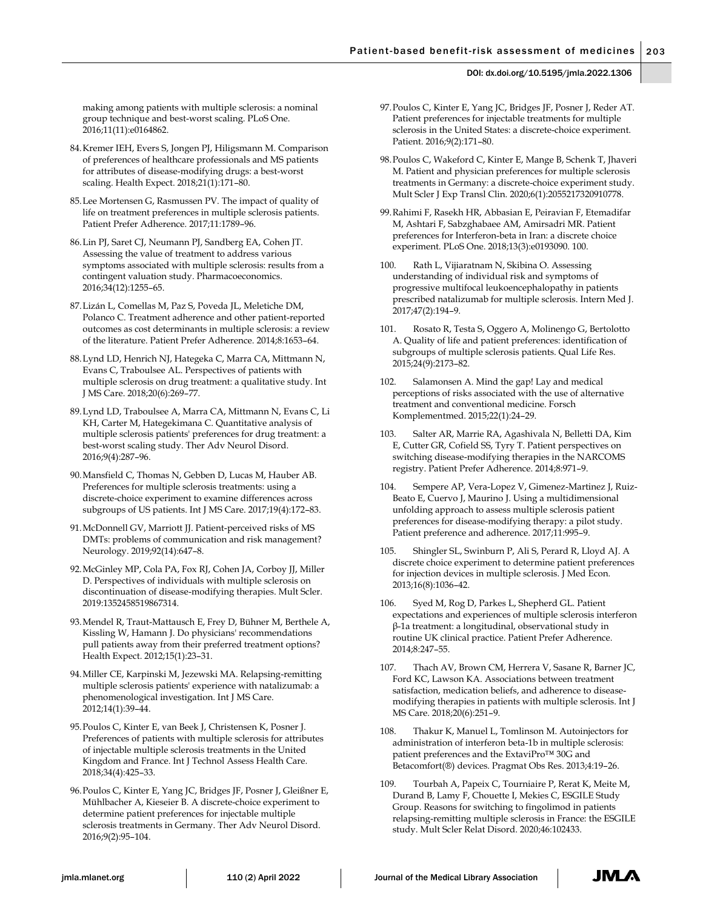making among patients with multiple sclerosis: a nominal group technique and best-worst scaling. PLoS One. 2016;11(11):e0164862.

84. Kremer IEH, Evers S, Jongen PJ, Hiligsmann M. Comparison of preferences of healthcare professionals and MS patients for attributes of disease-modifying drugs: a best-worst scaling. Health Expect. 2018;21(1):171–80.

85. Lee Mortensen G, Rasmussen PV. The impact of quality of life on treatment preferences in multiple sclerosis patients. Patient Prefer Adherence. 2017;11:1789–96.

86. Lin PJ, Saret CJ, Neumann PJ, Sandberg EA, Cohen JT. Assessing the value of treatment to address various symptoms associated with multiple sclerosis: results from a contingent valuation study. Pharmacoeconomics. 2016;34(12):1255–65.

87. Lizán L, Comellas M, Paz S, Poveda JL, Meletiche DM, Polanco C. Treatment adherence and other patient-reported outcomes as cost determinants in multiple sclerosis: a review of the literature. Patient Prefer Adherence. 2014;8:1653–64.

88. Lynd LD, Henrich NJ, Hategeka C, Marra CA, Mittmann N, Evans C, Traboulsee AL. Perspectives of patients with multiple sclerosis on drug treatment: a qualitative study. Int J MS Care. 2018;20(6):269–77.

89. Lynd LD, Traboulsee A, Marra CA, Mittmann N, Evans C, Li KH, Carter M, Hategekimana C. Quantitative analysis of multiple sclerosis patients' preferences for drug treatment: a best-worst scaling study. Ther Adv Neurol Disord. 2016;9(4):287–96.

90. Mansfield C, Thomas N, Gebben D, Lucas M, Hauber AB. Preferences for multiple sclerosis treatments: using a discrete-choice experiment to examine differences across subgroups of US patients. Int J MS Care. 2017;19(4):172–83.

91. McDonnell GV, Marriott JJ. Patient-perceived risks of MS DMTs: problems of communication and risk management? Neurology. 2019;92(14):647–8.

92. McGinley MP, Cola PA, Fox RJ, Cohen JA, Corboy JJ, Miller D. Perspectives of individuals with multiple sclerosis on discontinuation of disease-modifying therapies. Mult Scler. 2019:1352458519867314.

93. Mendel R, Traut-Mattausch E, Frey D, Bühner M, Berthele A, Kissling W, Hamann J. Do physicians' recommendations pull patients away from their preferred treatment options? Health Expect. 2012;15(1):23–31.

94. Miller CE, Karpinski M, Jezewski MA. Relapsing-remitting multiple sclerosis patients' experience with natalizumab: a phenomenological investigation. Int J MS Care. 2012;14(1):39–44.

95. Poulos C, Kinter E, van Beek J, Christensen K, Posner J. Preferences of patients with multiple sclerosis for attributes of injectable multiple sclerosis treatments in the United Kingdom and France. Int J Technol Assess Health Care. 2018;34(4):425–33.

96. Poulos C, Kinter E, Yang JC, Bridges JF, Posner J, Gleißner E, Mühlbacher A, Kieseier B. A discrete-choice experiment to determine patient preferences for injectable multiple sclerosis treatments in Germany. Ther Adv Neurol Disord. 2016;9(2):95–104.

97. Poulos C, Kinter E, Yang JC, Bridges JF, Posner J, Reder AT. Patient preferences for injectable treatments for multiple sclerosis in the United States: a discrete-choice experiment. Patient. 2016;9(2):171–80.

98. Poulos C, Wakeford C, Kinter E, Mange B, Schenk T, Jhaveri M. Patient and physician preferences for multiple sclerosis treatments in Germany: a discrete-choice experiment study. Mult Scler J Exp Transl Clin. 2020;6(1):2055217320910778.

99. Rahimi F, Rasekh HR, Abbasian E, Peiravian F, Etemadifar M, Ashtari F, Sabzghabaee AM, Amirsadri MR. Patient preferences for Interferon-beta in Iran: a discrete choice experiment. PLoS One. 2018;13(3):e0193090. 100.

100. Rath L, Vijiaratnam N, Skibina O. Assessing understanding of individual risk and symptoms of progressive multifocal leukoencephalopathy in patients prescribed natalizumab for multiple sclerosis. Intern Med J. 2017;47(2):194–9.

101. Rosato R, Testa S, Oggero A, Molinengo G, Bertolotto A. Quality of life and patient preferences: identification of subgroups of multiple sclerosis patients. Qual Life Res. 2015;24(9):2173–82.

102. Salamonsen A. Mind the gap! Lay and medical perceptions of risks associated with the use of alternative treatment and conventional medicine. Forsch Komplementmed. 2015;22(1):24–29.

103. Salter AR, Marrie RA, Agashivala N, Belletti DA, Kim E, Cutter GR, Cofield SS, Tyry T. Patient perspectives on switching disease-modifying therapies in the NARCOMS registry. Patient Prefer Adherence. 2014;8:971–9.

104. Sempere AP, Vera-Lopez V, Gimenez-Martinez J, Ruiz-Beato E, Cuervo J, Maurino J. Using a multidimensional unfolding approach to assess multiple sclerosis patient preferences for disease-modifying therapy: a pilot study. Patient preference and adherence. 2017;11:995–9.

105. Shingler SL, Swinburn P, Ali S, Perard R, Lloyd AJ. A discrete choice experiment to determine patient preferences for injection devices in multiple sclerosis. J Med Econ. 2013;16(8):1036–42.

106. Syed M, Rog D, Parkes L, Shepherd GL. Patient expectations and experiences of multiple sclerosis interferon β-1a treatment: a longitudinal, observational study in routine UK clinical practice. Patient Prefer Adherence. 2014;8:247–55.

107. Thach AV, Brown CM, Herrera V, Sasane R, Barner JC, Ford KC, Lawson KA. Associations between treatment satisfaction, medication beliefs, and adherence to disease-modifying therapies in patients with multiple sclerosis. Int J MS Care. 2018;20(6):251–9.

108. Thakur K, Manuel L, Tomlinson M. Autoinjectors for administration of interferon beta-1b in multiple sclerosis: patient preferences and the ExtaviPro™ 30G and Betacomfort(®) devices. Pragmat Obs Res. 2013;4:19–26.

109. Tourbah A, Papeix C, Tourniaire P, Rerat K, Meite M, Durand B, Lamy F, Chouette I, Mekies C, ESGILE Study Group. Reasons for switching to fingolimod in patients relapsing-remitting multiple sclerosis in France: the ESGILE study. Mult Scler Relat Disord. 2020;46:102433.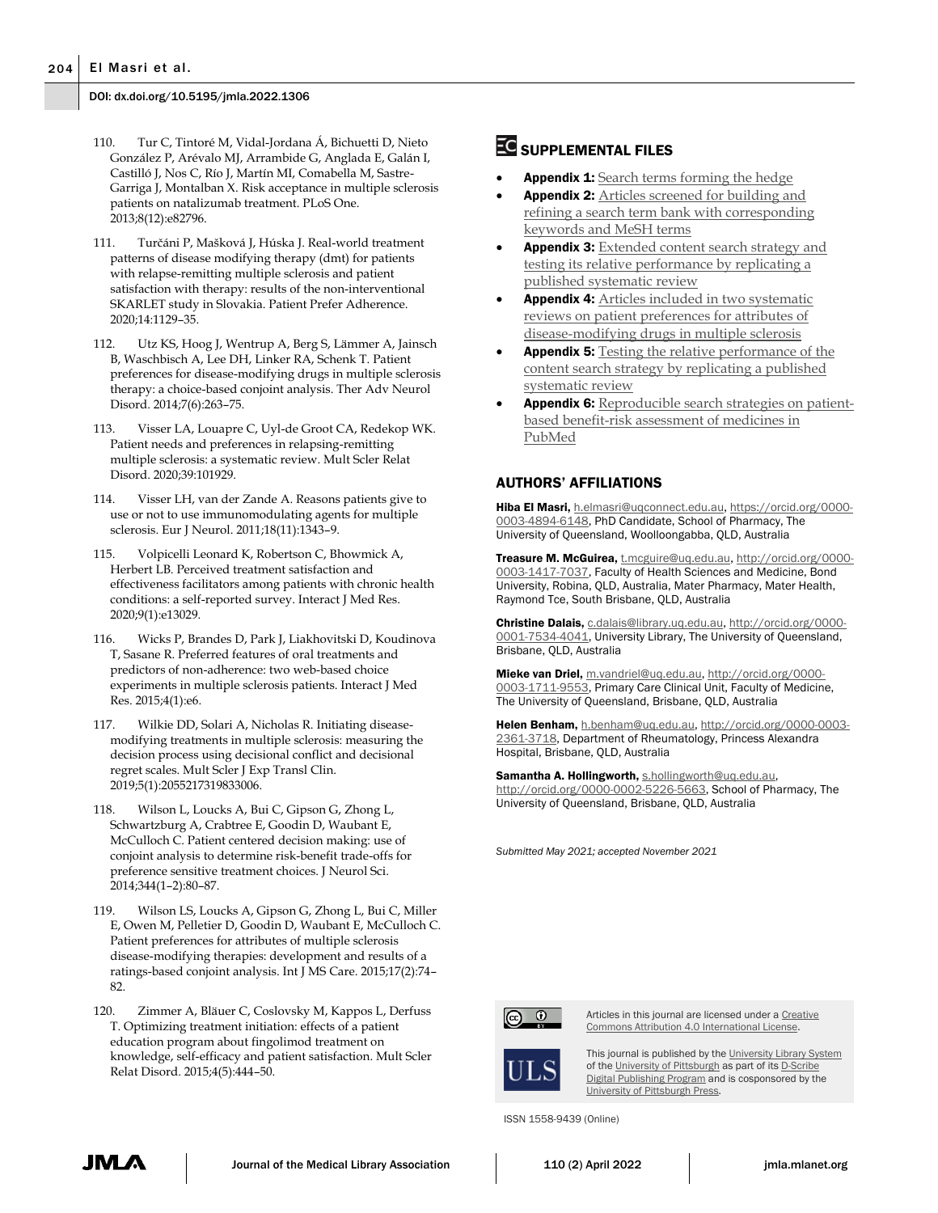110. Tur C, Tintoré M, Vidal-Jordana Á, Bichuetti D, Nieto González P, Arévalo MJ, Arrambide G, Anglada E, Galán I, Castilló J, Nos C, Río J, Martín MI, Comabella M, Sastre-Garriga J, Montalban X. Risk acceptance in multiple sclerosis patients on natalizumab treatment. PLoS One. 2013;8(12):e82796.

111. Turčáni P, Mašková J, Húska J. Real-world treatment patterns of disease modifying therapy (dmt) for patients with relapse-remitting multiple sclerosis and patient satisfaction with therapy: results of the non-interventional SKARLET study in Slovakia. Patient Prefer Adherence. 2020;14:1129–35.

112. Utz KS, Hoog J, Wentrup A, Berg S, Lämmer A, Jainsch B, Waschbisch A, Lee DH, Linker RA, Schenk T. Patient preferences for disease-modifying drugs in multiple sclerosis therapy: a choice-based conjoint analysis. Ther Adv Neurol Disord. 2014;7(6):263–75.

113. Visser LA, Louapre C, Uyl-de Groot CA, Redekop WK. Patient needs and preferences in relapsing-remitting multiple sclerosis: a systematic review. Mult Scler Relat Disord. 2020;39:101929.

114. Visser LH, van der Zande A. Reasons patients give to use or not to use immunomodulating agents for multiple sclerosis. Eur J Neurol. 2011;18(11):1343–9.

115. Volpicelli Leonard K, Robertson C, Bhowmick A, Herbert LB. Perceived treatment satisfaction and effectiveness facilitators among patients with chronic health conditions: a self-reported survey. Interact J Med Res. 2020;9(1):e13029.

116. Wicks P, Brandes D, Park J, Liakhovitski D, Koudinova T, Sasane R. Preferred features of oral treatments and predictors of non-adherence: two web-based choice experiments in multiple sclerosis patients. Interact J Med Res. 2015;4(1):e6.

117. Wilkie DD, Solari A, Nicholas R. Initiating disease-modifying treatments in multiple sclerosis: measuring the decision process using decisional conflict and decisional regret scales. Mult Scler J Exp Transl Clin. 2019;5(1):2055217319833006.

118. Wilson L, Loucks A, Bui C, Gipson G, Zhong L, Schwartzburg A, Crabtree E, Goodin D, Waubant E, McCulloch C. Patient centered decision making: use of conjoint analysis to determine risk-benefit trade-offs for preference sensitive treatment choices. J Neurol Sci. 2014;344(1–2):80–87.

119. Wilson LS, Loucks A, Gipson G, Zhong L, Bui C, Miller E, Owen M, Pelletier D, Goodin D, Waubant E, McCulloch C. Patient preferences for attributes of multiple sclerosis disease-modifying therapies: development and results of a ratings-based conjoint analysis. Int J MS Care. 2015;17(2):74–82.

120. Zimmer A, Bläuer C, Coslovsky M, Kappos L, Derfuss T. Optimizing treatment initiation: effects of a patient education program about fingolimod treatment on knowledge, self-efficacy and patient satisfaction. Mult Scler Relat Disord. 2015;4(5):444–50.

## SUPPLEMENTAL FILES

- **Appendix 1:** Search terms forming the hedge
- **Appendix 2:** Articles screened for building and refining a search term bank with corresponding keywords and MeSH terms
- **Appendix 3:** Extended content search strategy and testing its relative performance by replicating a published systematic review
- **Appendix 4:** Articles included in two systematic reviews on patient preferences for attributes of disease-modifying drugs in multiple sclerosis
- **Appendix 5:** Testing the relative performance of the content search strategy by replicating a published systematic review
- **Appendix 6:** Reproducible search strategies on patient-based benefit-risk assessment of medicines in PubMed

## AUTHORS' AFFILIATIONS

**Hiba El Masri,** h.elmasri@uqconnect.edu.au, https://orcid.org/0000-0003-4894-6148, PhD Candidate, School of Pharmacy, The University of Queensland, Woolloongabba, QLD, Australia

**Treasure M. McGuirea,** t.mcguire@uq.edu.au, http://orcid.org/0000-0003-1417-7037, Faculty of Health Sciences and Medicine, Bond University, Robina, QLD, Australia, Mater Pharmacy, Mater Health, Raymond Tce, South Brisbane, QLD, Australia

**Christine Dalais,** c.dalais@library.uq.edu.au, http://orcid.org/0000-0001-7534-4041, University Library, The University of Queensland, Brisbane, QLD, Australia

**Mieke van Driel,** m.vandriel@uq.edu.au, http://orcid.org/0000-0003-1711-9553, Primary Care Clinical Unit, Faculty of Medicine, The University of Queensland, Brisbane, QLD, Australia

**Helen Benham,** h.benham@uq.edu.au, http://orcid.org/0000-0003-2361-3718, Department of Rheumatology, Princess Alexandra Hospital, Brisbane, QLD, Australia

**Samantha A. Hollingworth,** s.hollingworth@uq.edu.au, http://orcid.org/0000-0002-5226-5663, School of Pharmacy, The University of Queensland, Brisbane, QLD, Australia

*Submitted May 2021; accepted November 2021*

Articles in this journal are licensed under a Creative Commons Attribution 4.0 International License.

This journal is published by the University Library System of the University of Pittsburgh as part of its D-Scribe Digital Publishing Program and is cosponsored by the University of Pittsburgh Press.

ISSN 1558-9439 (Online)